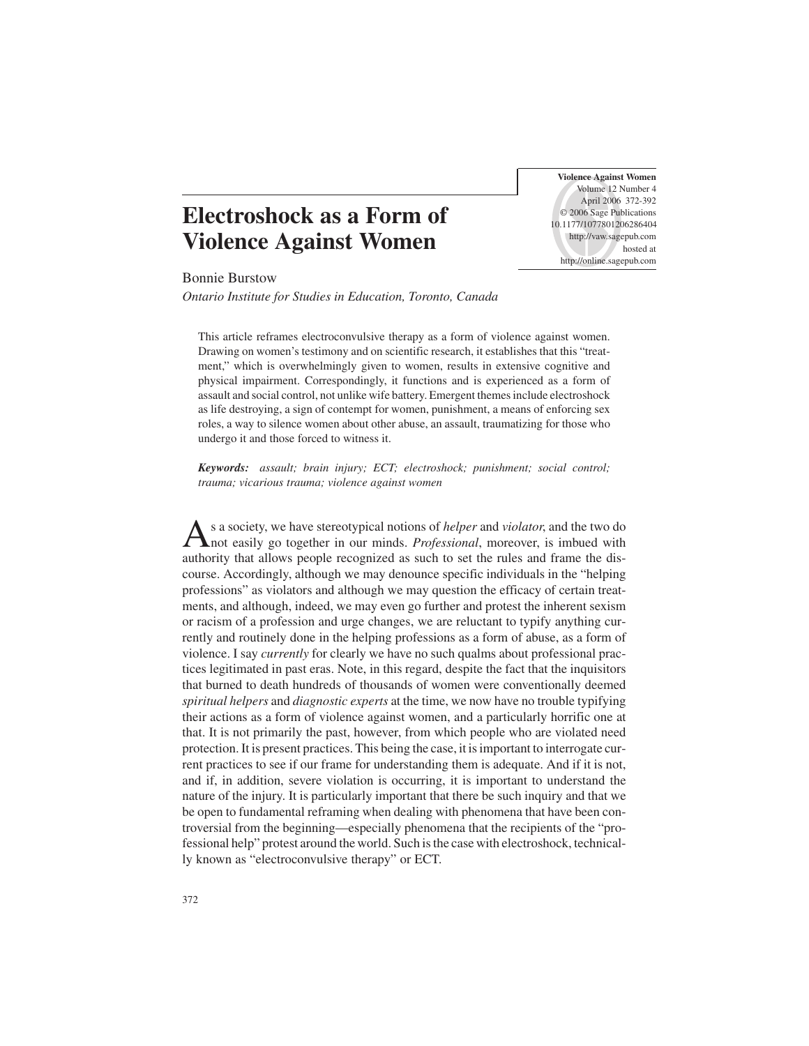# Electroshock as a Form of Violence Against Women

Bonnie Burstow
*Ontario Institute for Studies in Education, Toronto, Canada*

**Violence Against Women**
Volume 12 Number 4
April 2006 372-392
© 2006 Sage Publications
10.1177/1077801206286404
http://vaw.sagepub.com
hosted at
http://online.sagepub.com

This article reframes electroconvulsive therapy as a form of violence against women. Drawing on women's testimony and on scientific research, it establishes that this "treatment," which is overwhelmingly given to women, results in extensive cognitive and physical impairment. Correspondingly, it functions and is experienced as a form of assault and social control, not unlike wife battery. Emergent themes include electroshock as life destroying, a sign of contempt for women, punishment, a means of enforcing sex roles, a way to silence women about other abuse, an assault, traumatizing for those who undergo it and those forced to witness it.

***Keywords:*** *assault; brain injury; ECT; electroshock; punishment; social control; trauma; vicarious trauma; violence against women*

As a society, we have stereotypical notions of *helper* and *violator*, and the two do not easily go together in our minds. *Professional*, moreover, is imbued with authority that allows people recognized as such to set the rules and frame the discourse. Accordingly, although we may denounce specific individuals in the "helping professions" as violators and although we may question the efficacy of certain treatments, and although, indeed, we may even go further and protest the inherent sexism or racism of a profession and urge changes, we are reluctant to typify anything currently and routinely done in the helping professions as a form of abuse, as a form of violence. I say *currently* for clearly we have no such qualms about professional practices legitimated in past eras. Note, in this regard, despite the fact that the inquisitors that burned to death hundreds of thousands of women were conventionally deemed *spiritual helpers* and *diagnostic experts* at the time, we now have no trouble typifying their actions as a form of violence against women, and a particularly horrific one at that. It is not primarily the past, however, from which people who are violated need protection. It is present practices. This being the case, it is important to interrogate current practices to see if our frame for understanding them is adequate. And if it is not, and if, in addition, severe violation is occurring, it is important to understand the nature of the injury. It is particularly important that there be such inquiry and that we be open to fundamental reframing when dealing with phenomena that have been controversial from the beginning—especially phenomena that the recipients of the "professional help" protest around the world. Such is the case with electroshock, technically known as "electroconvulsive therapy" or ECT.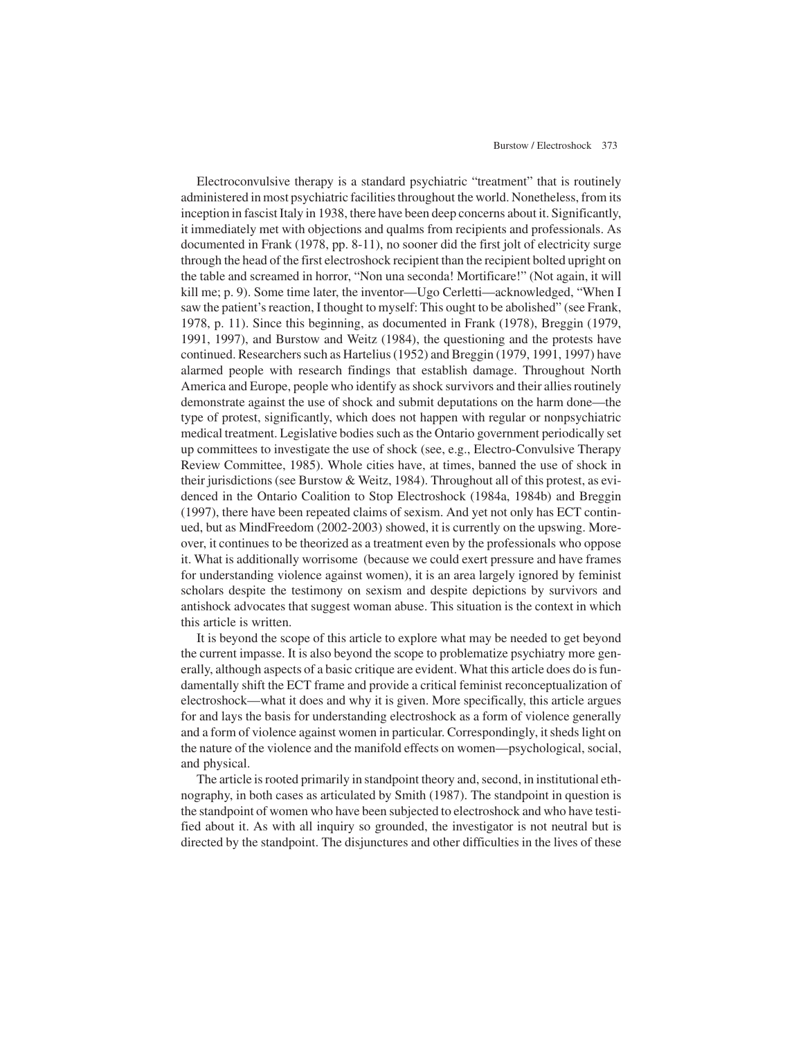Electroconvulsive therapy is a standard psychiatric "treatment" that is routinely administered in most psychiatric facilities throughout the world. Nonetheless, from its inception in fascist Italy in 1938, there have been deep concerns about it. Significantly, it immediately met with objections and qualms from recipients and professionals. As documented in Frank (1978, pp. 8-11), no sooner did the first jolt of electricity surge through the head of the first electroshock recipient than the recipient bolted upright on the table and screamed in horror, "Non una seconda! Mortificare!" (Not again, it will kill me; p. 9). Some time later, the inventor—Ugo Cerletti—acknowledged, "When I saw the patient's reaction, I thought to myself: This ought to be abolished" (see Frank, 1978, p. 11). Since this beginning, as documented in Frank (1978), Breggin (1979, 1991, 1997), and Burstow and Weitz (1984), the questioning and the protests have continued. Researchers such as Hartelius (1952) and Breggin (1979, 1991, 1997) have alarmed people with research findings that establish damage. Throughout North America and Europe, people who identify as shock survivors and their allies routinely demonstrate against the use of shock and submit deputations on the harm done—the type of protest, significantly, which does not happen with regular or nonpsychiatric medical treatment. Legislative bodies such as the Ontario government periodically set up committees to investigate the use of shock (see, e.g., Electro-Convulsive Therapy Review Committee, 1985). Whole cities have, at times, banned the use of shock in their jurisdictions (see Burstow & Weitz, 1984). Throughout all of this protest, as evidenced in the Ontario Coalition to Stop Electroshock (1984a, 1984b) and Breggin (1997), there have been repeated claims of sexism. And yet not only has ECT continued, but as MindFreedom (2002-2003) showed, it is currently on the upswing. Moreover, it continues to be theorized as a treatment even by the professionals who oppose it. What is additionally worrisome (because we could exert pressure and have frames for understanding violence against women), it is an area largely ignored by feminist scholars despite the testimony on sexism and despite depictions by survivors and antishock advocates that suggest woman abuse. This situation is the context in which this article is written.

It is beyond the scope of this article to explore what may be needed to get beyond the current impasse. It is also beyond the scope to problematize psychiatry more generally, although aspects of a basic critique are evident. What this article does do is fundamentally shift the ECT frame and provide a critical feminist reconceptualization of electroshock—what it does and why it is given. More specifically, this article argues for and lays the basis for understanding electroshock as a form of violence generally and a form of violence against women in particular. Correspondingly, it sheds light on the nature of the violence and the manifold effects on women—psychological, social, and physical.

The article is rooted primarily in standpoint theory and, second, in institutional ethnography, in both cases as articulated by Smith (1987). The standpoint in question is the standpoint of women who have been subjected to electroshock and who have testified about it. As with all inquiry so grounded, the investigator is not neutral but is directed by the standpoint. The disjunctures and other difficulties in the lives of these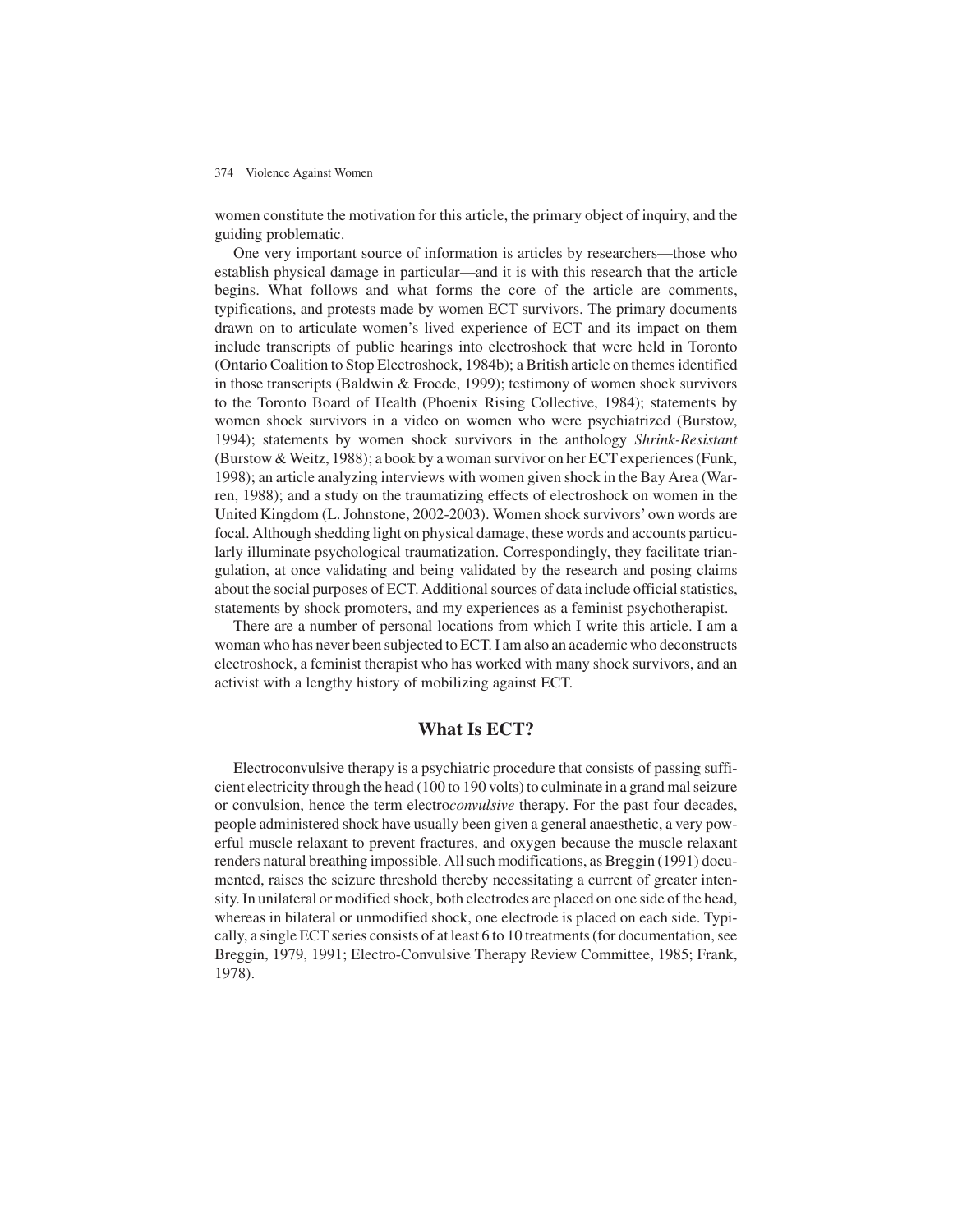women constitute the motivation for this article, the primary object of inquiry, and the guiding problematic.

One very important source of information is articles by researchers—those who establish physical damage in particular—and it is with this research that the article begins. What follows and what forms the core of the article are comments, typifications, and protests made by women ECT survivors. The primary documents drawn on to articulate women's lived experience of ECT and its impact on them include transcripts of public hearings into electroshock that were held in Toronto (Ontario Coalition to Stop Electroshock, 1984b); a British article on themes identified in those transcripts (Baldwin & Froede, 1999); testimony of women shock survivors to the Toronto Board of Health (Phoenix Rising Collective, 1984); statements by women shock survivors in a video on women who were psychiatrized (Burstow, 1994); statements by women shock survivors in the anthology *Shrink-Resistant* (Burstow & Weitz, 1988); a book by a woman survivor on her ECT experiences (Funk, 1998); an article analyzing interviews with women given shock in the Bay Area (Warren, 1988); and a study on the traumatizing effects of electroshock on women in the United Kingdom (L. Johnstone, 2002-2003). Women shock survivors' own words are focal. Although shedding light on physical damage, these words and accounts particularly illuminate psychological traumatization. Correspondingly, they facilitate triangulation, at once validating and being validated by the research and posing claims about the social purposes of ECT. Additional sources of data include official statistics, statements by shock promoters, and my experiences as a feminist psychotherapist.

There are a number of personal locations from which I write this article. I am a woman who has never been subjected to ECT. I am also an academic who deconstructs electroshock, a feminist therapist who has worked with many shock survivors, and an activist with a lengthy history of mobilizing against ECT.

## What Is ECT?

Electroconvulsive therapy is a psychiatric procedure that consists of passing sufficient electricity through the head (100 to 190 volts) to culminate in a grand mal seizure or convulsion, hence the term electro*convulsive* therapy. For the past four decades, people administered shock have usually been given a general anaesthetic, a very powerful muscle relaxant to prevent fractures, and oxygen because the muscle relaxant renders natural breathing impossible. All such modifications, as Breggin (1991) documented, raises the seizure threshold thereby necessitating a current of greater intensity. In unilateral or modified shock, both electrodes are placed on one side of the head, whereas in bilateral or unmodified shock, one electrode is placed on each side. Typically, a single ECT series consists of at least 6 to 10 treatments (for documentation, see Breggin, 1979, 1991; Electro-Convulsive Therapy Review Committee, 1985; Frank, 1978).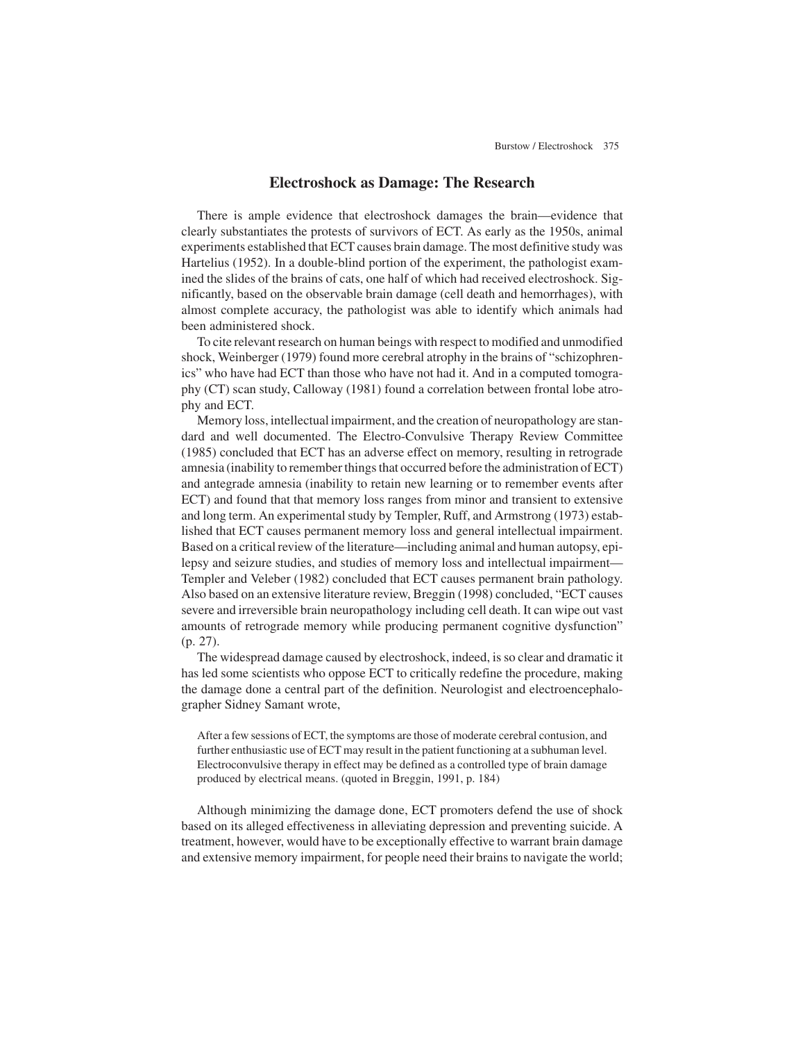## Electroshock as Damage: The Research

There is ample evidence that electroshock damages the brain—evidence that clearly substantiates the protests of survivors of ECT. As early as the 1950s, animal experiments established that ECT causes brain damage. The most definitive study was Hartelius (1952). In a double-blind portion of the experiment, the pathologist examined the slides of the brains of cats, one half of which had received electroshock. Significantly, based on the observable brain damage (cell death and hemorrhages), with almost complete accuracy, the pathologist was able to identify which animals had been administered shock.

To cite relevant research on human beings with respect to modified and unmodified shock, Weinberger (1979) found more cerebral atrophy in the brains of "schizophrenics" who have had ECT than those who have not had it. And in a computed tomography (CT) scan study, Calloway (1981) found a correlation between frontal lobe atrophy and ECT.

Memory loss, intellectual impairment, and the creation of neuropathology are standard and well documented. The Electro-Convulsive Therapy Review Committee (1985) concluded that ECT has an adverse effect on memory, resulting in retrograde amnesia (inability to remember things that occurred before the administration of ECT) and antegrade amnesia (inability to retain new learning or to remember events after ECT) and found that that memory loss ranges from minor and transient to extensive and long term. An experimental study by Templer, Ruff, and Armstrong (1973) established that ECT causes permanent memory loss and general intellectual impairment. Based on a critical review of the literature—including animal and human autopsy, epilepsy and seizure studies, and studies of memory loss and intellectual impairment—Templer and Veleber (1982) concluded that ECT causes permanent brain pathology. Also based on an extensive literature review, Breggin (1998) concluded, "ECT causes severe and irreversible brain neuropathology including cell death. It can wipe out vast amounts of retrograde memory while producing permanent cognitive dysfunction" (p. 27).

The widespread damage caused by electroshock, indeed, is so clear and dramatic it has led some scientists who oppose ECT to critically redefine the procedure, making the damage done a central part of the definition. Neurologist and electroencephalographer Sidney Samant wrote,

> After a few sessions of ECT, the symptoms are those of moderate cerebral contusion, and further enthusiastic use of ECT may result in the patient functioning at a subhuman level. Electroconvulsive therapy in effect may be defined as a controlled type of brain damage produced by electrical means. (quoted in Breggin, 1991, p. 184)

Although minimizing the damage done, ECT promoters defend the use of shock based on its alleged effectiveness in alleviating depression and preventing suicide. A treatment, however, would have to be exceptionally effective to warrant brain damage and extensive memory impairment, for people need their brains to navigate the world;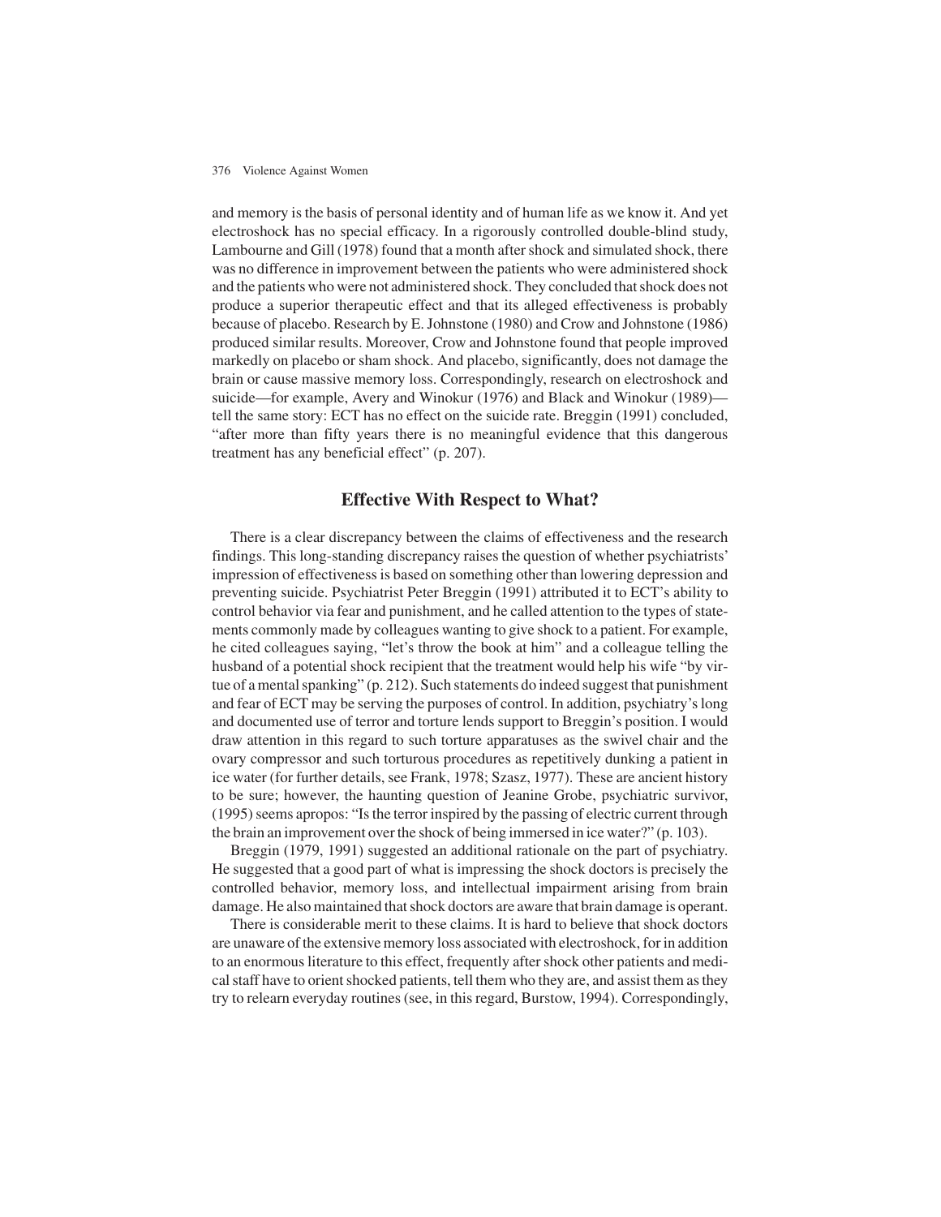and memory is the basis of personal identity and of human life as we know it. And yet electroshock has no special efficacy. In a rigorously controlled double-blind study, Lambourne and Gill (1978) found that a month after shock and simulated shock, there was no difference in improvement between the patients who were administered shock and the patients who were not administered shock. They concluded that shock does not produce a superior therapeutic effect and that its alleged effectiveness is probably because of placebo. Research by E. Johnstone (1980) and Crow and Johnstone (1986) produced similar results. Moreover, Crow and Johnstone found that people improved markedly on placebo or sham shock. And placebo, significantly, does not damage the brain or cause massive memory loss. Correspondingly, research on electroshock and suicide—for example, Avery and Winokur (1976) and Black and Winokur (1989)—tell the same story: ECT has no effect on the suicide rate. Breggin (1991) concluded, "after more than fifty years there is no meaningful evidence that this dangerous treatment has any beneficial effect" (p. 207).

## Effective With Respect to What?

There is a clear discrepancy between the claims of effectiveness and the research findings. This long-standing discrepancy raises the question of whether psychiatrists' impression of effectiveness is based on something other than lowering depression and preventing suicide. Psychiatrist Peter Breggin (1991) attributed it to ECT's ability to control behavior via fear and punishment, and he called attention to the types of statements commonly made by colleagues wanting to give shock to a patient. For example, he cited colleagues saying, "let's throw the book at him" and a colleague telling the husband of a potential shock recipient that the treatment would help his wife "by virtue of a mental spanking" (p. 212). Such statements do indeed suggest that punishment and fear of ECT may be serving the purposes of control. In addition, psychiatry's long and documented use of terror and torture lends support to Breggin's position. I would draw attention in this regard to such torture apparatuses as the swivel chair and the ovary compressor and such torturous procedures as repetitively dunking a patient in ice water (for further details, see Frank, 1978; Szasz, 1977). These are ancient history to be sure; however, the haunting question of Jeanine Grobe, psychiatric survivor, (1995) seems apropos: "Is the terror inspired by the passing of electric current through the brain an improvement over the shock of being immersed in ice water?" (p. 103).

Breggin (1979, 1991) suggested an additional rationale on the part of psychiatry. He suggested that a good part of what is impressing the shock doctors is precisely the controlled behavior, memory loss, and intellectual impairment arising from brain damage. He also maintained that shock doctors are aware that brain damage is operant.

There is considerable merit to these claims. It is hard to believe that shock doctors are unaware of the extensive memory loss associated with electroshock, for in addition to an enormous literature to this effect, frequently after shock other patients and medical staff have to orient shocked patients, tell them who they are, and assist them as they try to relearn everyday routines (see, in this regard, Burstow, 1994). Correspondingly,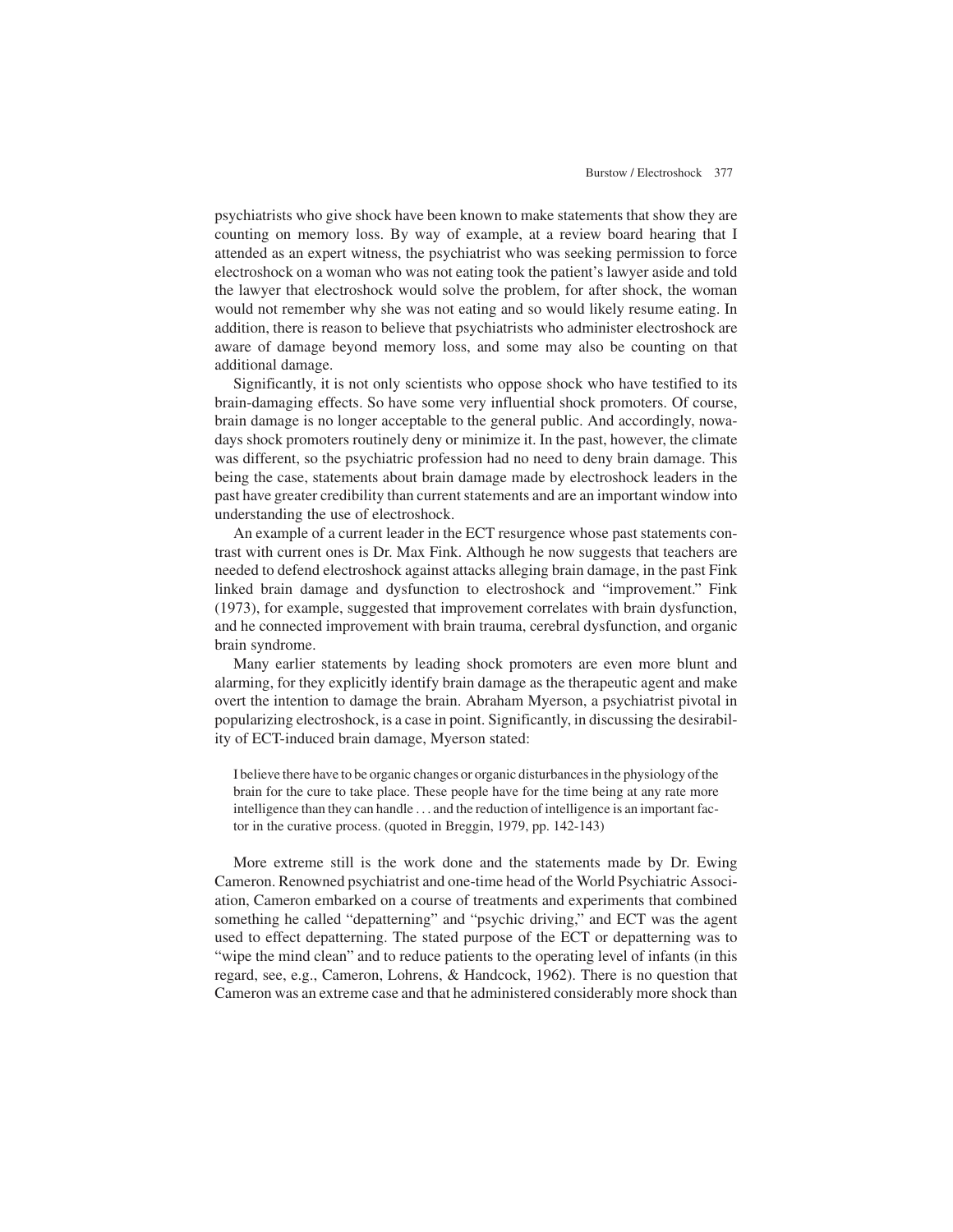psychiatrists who give shock have been known to make statements that show they are counting on memory loss. By way of example, at a review board hearing that I attended as an expert witness, the psychiatrist who was seeking permission to force electroshock on a woman who was not eating took the patient's lawyer aside and told the lawyer that electroshock would solve the problem, for after shock, the woman would not remember why she was not eating and so would likely resume eating. In addition, there is reason to believe that psychiatrists who administer electroshock are aware of damage beyond memory loss, and some may also be counting on that additional damage.

Significantly, it is not only scientists who oppose shock who have testified to its brain-damaging effects. So have some very influential shock promoters. Of course, brain damage is no longer acceptable to the general public. And accordingly, nowadays shock promoters routinely deny or minimize it. In the past, however, the climate was different, so the psychiatric profession had no need to deny brain damage. This being the case, statements about brain damage made by electroshock leaders in the past have greater credibility than current statements and are an important window into understanding the use of electroshock.

An example of a current leader in the ECT resurgence whose past statements contrast with current ones is Dr. Max Fink. Although he now suggests that teachers are needed to defend electroshock against attacks alleging brain damage, in the past Fink linked brain damage and dysfunction to electroshock and "improvement." Fink (1973), for example, suggested that improvement correlates with brain dysfunction, and he connected improvement with brain trauma, cerebral dysfunction, and organic brain syndrome.

Many earlier statements by leading shock promoters are even more blunt and alarming, for they explicitly identify brain damage as the therapeutic agent and make overt the intention to damage the brain. Abraham Myerson, a psychiatrist pivotal in popularizing electroshock, is a case in point. Significantly, in discussing the desirability of ECT-induced brain damage, Myerson stated:

> I believe there have to be organic changes or organic disturbances in the physiology of the brain for the cure to take place. These people have for the time being at any rate more intelligence than they can handle . . . and the reduction of intelligence is an important factor in the curative process. (quoted in Breggin, 1979, pp. 142-143)

More extreme still is the work done and the statements made by Dr. Ewing Cameron. Renowned psychiatrist and one-time head of the World Psychiatric Association, Cameron embarked on a course of treatments and experiments that combined something he called "depatterning" and "psychic driving," and ECT was the agent used to effect depatterning. The stated purpose of the ECT or depatterning was to "wipe the mind clean" and to reduce patients to the operating level of infants (in this regard, see, e.g., Cameron, Lohrens, & Handcock, 1962). There is no question that Cameron was an extreme case and that he administered considerably more shock than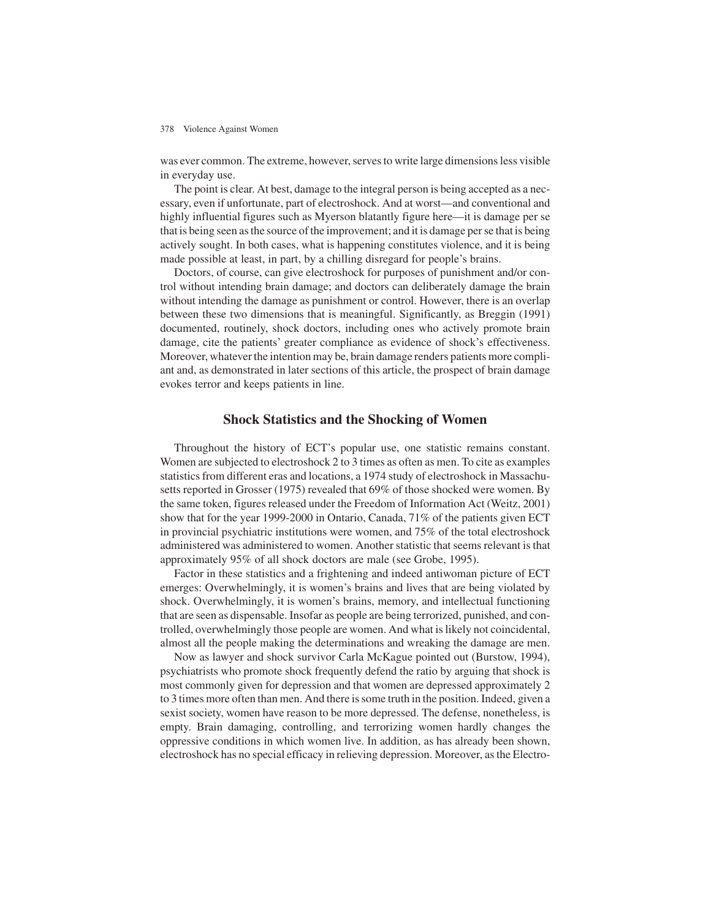was ever common. The extreme, however, serves to write large dimensions less visible in everyday use.

The point is clear. At best, damage to the integral person is being accepted as a necessary, even if unfortunate, part of electroshock. And at worst—and conventional and highly influential figures such as Myerson blatantly figure here—it is damage per se that is being seen as the source of the improvement; and it is damage per se that is being actively sought. In both cases, what is happening constitutes violence, and it is being made possible at least, in part, by a chilling disregard for people's brains.

Doctors, of course, can give electroshock for purposes of punishment and/or control without intending brain damage; and doctors can deliberately damage the brain without intending the damage as punishment or control. However, there is an overlap between these two dimensions that is meaningful. Significantly, as Breggin (1991) documented, routinely, shock doctors, including ones who actively promote brain damage, cite the patients' greater compliance as evidence of shock's effectiveness. Moreover, whatever the intention may be, brain damage renders patients more compliant and, as demonstrated in later sections of this article, the prospect of brain damage evokes terror and keeps patients in line.

## Shock Statistics and the Shocking of Women

Throughout the history of ECT's popular use, one statistic remains constant. Women are subjected to electroshock 2 to 3 times as often as men. To cite as examples statistics from different eras and locations, a 1974 study of electroshock in Massachusetts reported in Grosser (1975) revealed that 69% of those shocked were women. By the same token, figures released under the Freedom of Information Act (Weitz, 2001) show that for the year 1999-2000 in Ontario, Canada, 71% of the patients given ECT in provincial psychiatric institutions were women, and 75% of the total electroshock administered was administered to women. Another statistic that seems relevant is that approximately 95% of all shock doctors are male (see Grobe, 1995).

Factor in these statistics and a frightening and indeed antiwoman picture of ECT emerges: Overwhelmingly, it is women's brains and lives that are being violated by shock. Overwhelmingly, it is women's brains, memory, and intellectual functioning that are seen as dispensable. Insofar as people are being terrorized, punished, and controlled, overwhelmingly those people are women. And what is likely not coincidental, almost all the people making the determinations and wreaking the damage are men.

Now as lawyer and shock survivor Carla McKague pointed out (Burstow, 1994), psychiatrists who promote shock frequently defend the ratio by arguing that shock is most commonly given for depression and that women are depressed approximately 2 to 3 times more often than men. And there is some truth in the position. Indeed, given a sexist society, women have reason to be more depressed. The defense, nonetheless, is empty. Brain damaging, controlling, and terrorizing women hardly changes the oppressive conditions in which women live. In addition, as has already been shown, electroshock has no special efficacy in relieving depression. Moreover, as the Electro-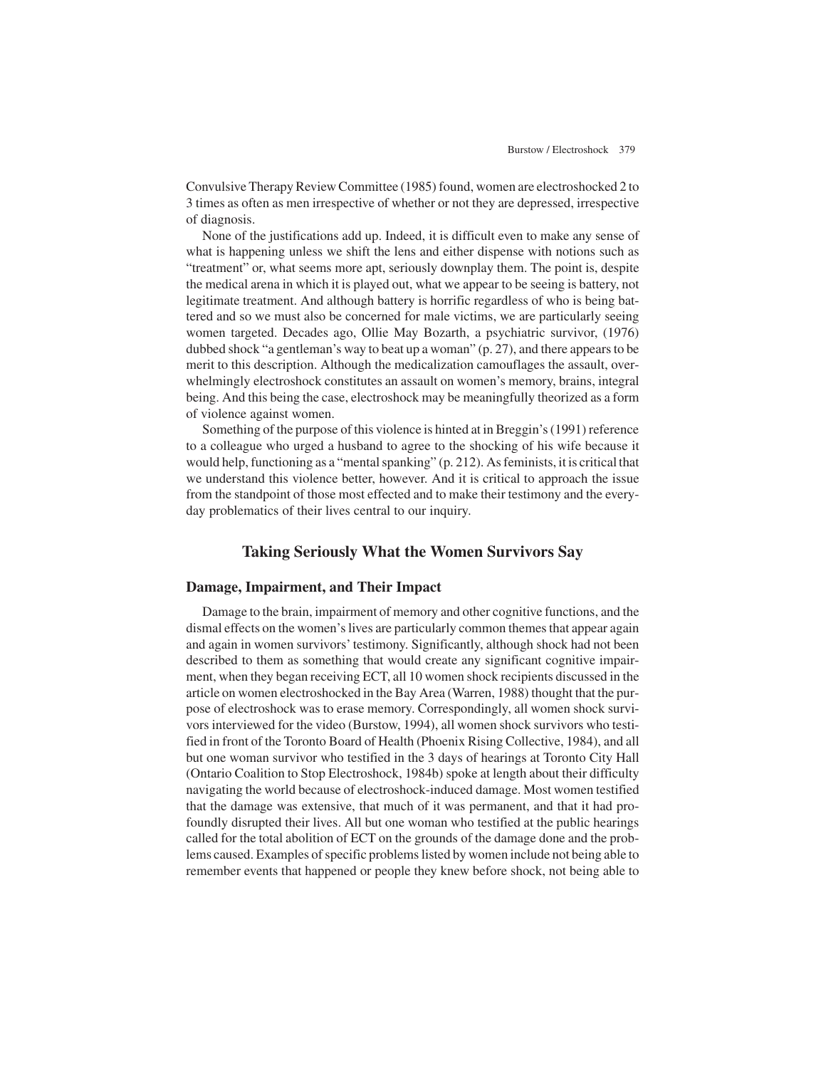Convulsive Therapy Review Committee (1985) found, women are electroshocked 2 to 3 times as often as men irrespective of whether or not they are depressed, irrespective of diagnosis.

None of the justifications add up. Indeed, it is difficult even to make any sense of what is happening unless we shift the lens and either dispense with notions such as "treatment" or, what seems more apt, seriously downplay them. The point is, despite the medical arena in which it is played out, what we appear to be seeing is battery, not legitimate treatment. And although battery is horrific regardless of who is being battered and so we must also be concerned for male victims, we are particularly seeing women targeted. Decades ago, Ollie May Bozarth, a psychiatric survivor, (1976) dubbed shock "a gentleman's way to beat up a woman" (p. 27), and there appears to be merit to this description. Although the medicalization camouflages the assault, overwhelmingly electroshock constitutes an assault on women's memory, brains, integral being. And this being the case, electroshock may be meaningfully theorized as a form of violence against women.

Something of the purpose of this violence is hinted at in Breggin's (1991) reference to a colleague who urged a husband to agree to the shocking of his wife because it would help, functioning as a "mental spanking" (p. 212). As feminists, it is critical that we understand this violence better, however. And it is critical to approach the issue from the standpoint of those most effected and to make their testimony and the everyday problematics of their lives central to our inquiry.

## Taking Seriously What the Women Survivors Say

### Damage, Impairment, and Their Impact

Damage to the brain, impairment of memory and other cognitive functions, and the dismal effects on the women's lives are particularly common themes that appear again and again in women survivors' testimony. Significantly, although shock had not been described to them as something that would create any significant cognitive impairment, when they began receiving ECT, all 10 women shock recipients discussed in the article on women electroshocked in the Bay Area (Warren, 1988) thought that the purpose of electroshock was to erase memory. Correspondingly, all women shock survivors interviewed for the video (Burstow, 1994), all women shock survivors who testified in front of the Toronto Board of Health (Phoenix Rising Collective, 1984), and all but one woman survivor who testified in the 3 days of hearings at Toronto City Hall (Ontario Coalition to Stop Electroshock, 1984b) spoke at length about their difficulty navigating the world because of electroshock-induced damage. Most women testified that the damage was extensive, that much of it was permanent, and that it had profoundly disrupted their lives. All but one woman who testified at the public hearings called for the total abolition of ECT on the grounds of the damage done and the problems caused. Examples of specific problems listed by women include not being able to remember events that happened or people they knew before shock, not being able to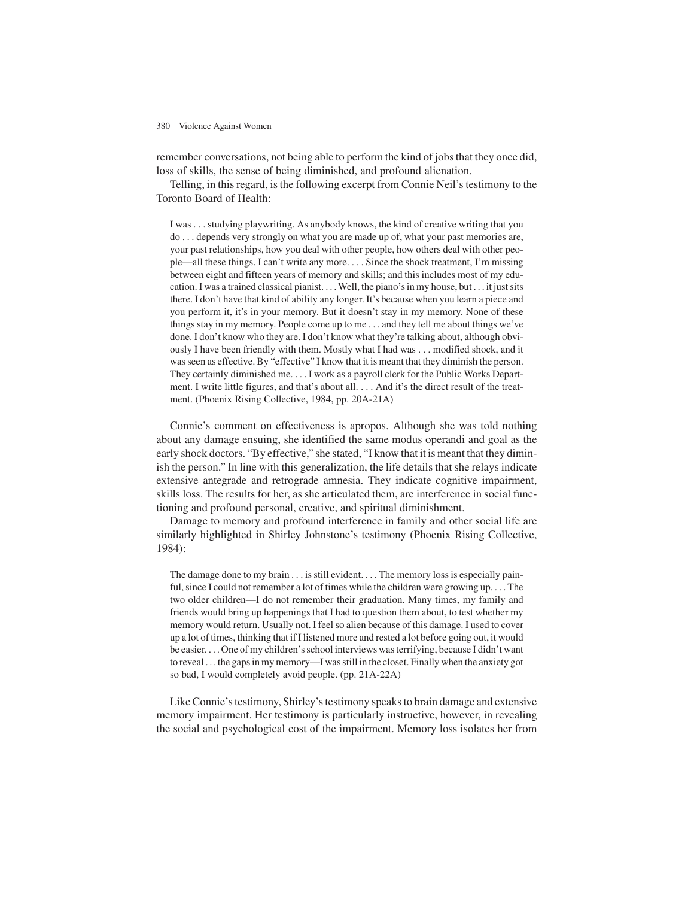remember conversations, not being able to perform the kind of jobs that they once did, loss of skills, the sense of being diminished, and profound alienation.

Telling, in this regard, is the following excerpt from Connie Neil's testimony to the Toronto Board of Health:

> I was . . . studying playwriting. As anybody knows, the kind of creative writing that you do . . . depends very strongly on what you are made up of, what your past memories are, your past relationships, how you deal with other people, how others deal with other people—all these things. I can't write any more. . . . Since the shock treatment, I'm missing between eight and fifteen years of memory and skills; and this includes most of my education. I was a trained classical pianist. . . . Well, the piano's in my house, but . . . it just sits there. I don't have that kind of ability any longer. It's because when you learn a piece and you perform it, it's in your memory. But it doesn't stay in my memory. None of these things stay in my memory. People come up to me . . . and they tell me about things we've done. I don't know who they are. I don't know what they're talking about, although obviously I have been friendly with them. Mostly what I had was . . . modified shock, and it was seen as effective. By "effective" I know that it is meant that they diminish the person. They certainly diminished me. . . . I work as a payroll clerk for the Public Works Department. I write little figures, and that's about all. . . . And it's the direct result of the treatment. (Phoenix Rising Collective, 1984, pp. 20A-21A)

Connie's comment on effectiveness is apropos. Although she was told nothing about any damage ensuing, she identified the same modus operandi and goal as the early shock doctors. "By effective," she stated, "I know that it is meant that they diminish the person." In line with this generalization, the life details that she relays indicate extensive antegrade and retrograde amnesia. They indicate cognitive impairment, skills loss. The results for her, as she articulated them, are interference in social functioning and profound personal, creative, and spiritual diminishment.

Damage to memory and profound interference in family and other social life are similarly highlighted in Shirley Johnstone's testimony (Phoenix Rising Collective, 1984):

> The damage done to my brain . . . is still evident. . . . The memory loss is especially painful, since I could not remember a lot of times while the children were growing up. . . . The two older children—I do not remember their graduation. Many times, my family and friends would bring up happenings that I had to question them about, to test whether my memory would return. Usually not. I feel so alien because of this damage. I used to cover up a lot of times, thinking that if I listened more and rested a lot before going out, it would be easier. . . . One of my children's school interviews was terrifying, because I didn't want to reveal . . . the gaps in my memory—I was still in the closet. Finally when the anxiety got so bad, I would completely avoid people. (pp. 21A-22A)

Like Connie's testimony, Shirley's testimony speaks to brain damage and extensive memory impairment. Her testimony is particularly instructive, however, in revealing the social and psychological cost of the impairment. Memory loss isolates her from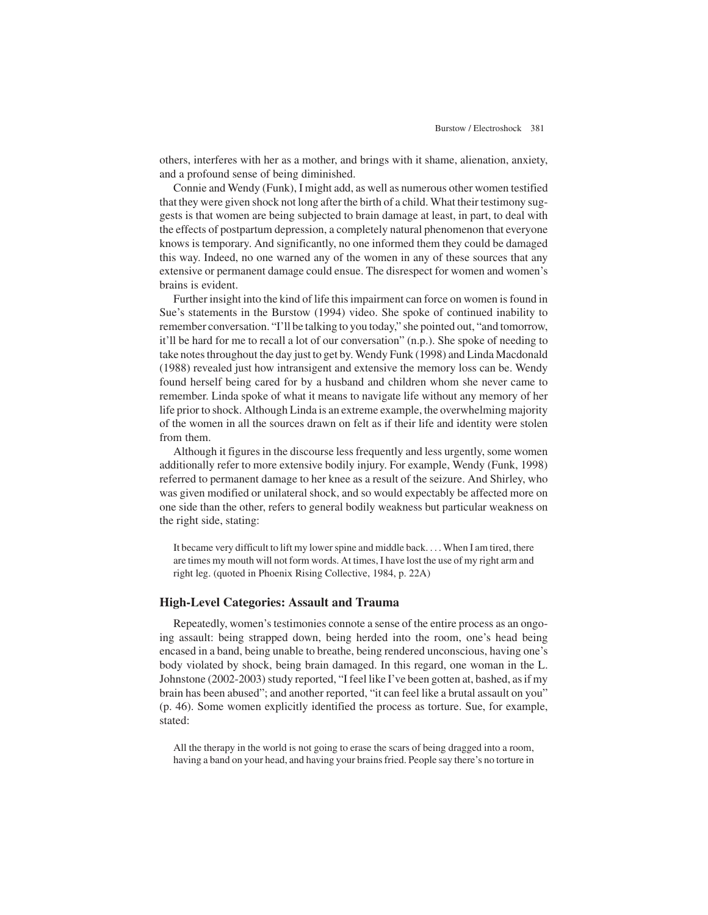others, interferes with her as a mother, and brings with it shame, alienation, anxiety, and a profound sense of being diminished.

Connie and Wendy (Funk), I might add, as well as numerous other women testified that they were given shock not long after the birth of a child. What their testimony suggests is that women are being subjected to brain damage at least, in part, to deal with the effects of postpartum depression, a completely natural phenomenon that everyone knows is temporary. And significantly, no one informed them they could be damaged this way. Indeed, no one warned any of the women in any of these sources that any extensive or permanent damage could ensue. The disrespect for women and women's brains is evident.

Further insight into the kind of life this impairment can force on women is found in Sue's statements in the Burstow (1994) video. She spoke of continued inability to remember conversation. "I'll be talking to you today," she pointed out, "and tomorrow, it'll be hard for me to recall a lot of our conversation" (n.p.). She spoke of needing to take notes throughout the day just to get by. Wendy Funk (1998) and Linda Macdonald (1988) revealed just how intransigent and extensive the memory loss can be. Wendy found herself being cared for by a husband and children whom she never came to remember. Linda spoke of what it means to navigate life without any memory of her life prior to shock. Although Linda is an extreme example, the overwhelming majority of the women in all the sources drawn on felt as if their life and identity were stolen from them.

Although it figures in the discourse less frequently and less urgently, some women additionally refer to more extensive bodily injury. For example, Wendy (Funk, 1998) referred to permanent damage to her knee as a result of the seizure. And Shirley, who was given modified or unilateral shock, and so would expectably be affected more on one side than the other, refers to general bodily weakness but particular weakness on the right side, stating:

> It became very difficult to lift my lower spine and middle back. . . . When I am tired, there are times my mouth will not form words. At times, I have lost the use of my right arm and right leg. (quoted in Phoenix Rising Collective, 1984, p. 22A)

## High-Level Categories: Assault and Trauma

Repeatedly, women's testimonies connote a sense of the entire process as an ongoing assault: being strapped down, being herded into the room, one's head being encased in a band, being unable to breathe, being rendered unconscious, having one's body violated by shock, being brain damaged. In this regard, one woman in the L. Johnstone (2002-2003) study reported, "I feel like I've been gotten at, bashed, as if my brain has been abused"; and another reported, "it can feel like a brutal assault on you" (p. 46). Some women explicitly identified the process as torture. Sue, for example, stated:

> All the therapy in the world is not going to erase the scars of being dragged into a room, having a band on your head, and having your brains fried. People say there's no torture in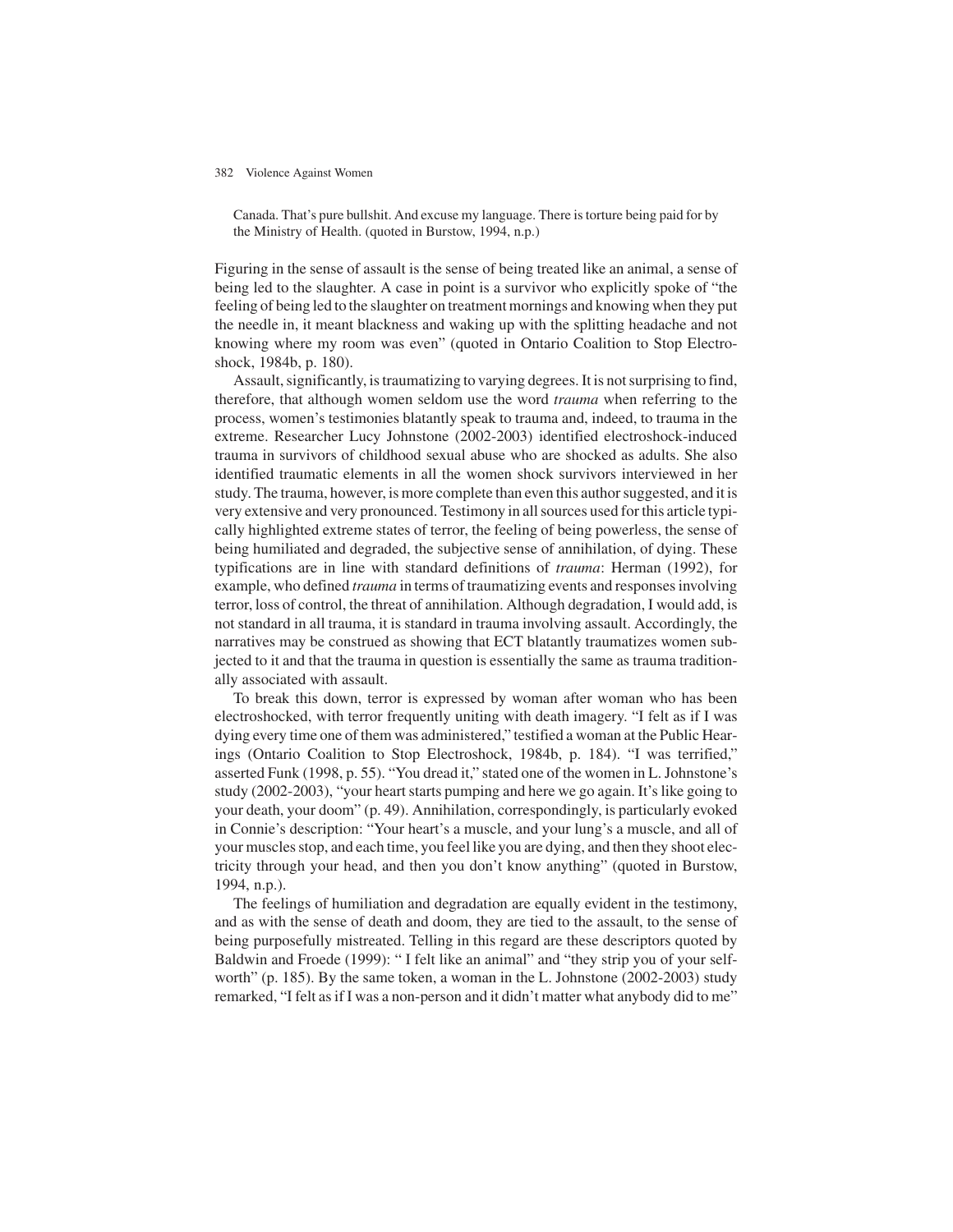> Canada. That's pure bullshit. And excuse my language. There is torture being paid for by the Ministry of Health. (quoted in Burstow, 1994, n.p.)

Figuring in the sense of assault is the sense of being treated like an animal, a sense of being led to the slaughter. A case in point is a survivor who explicitly spoke of "the feeling of being led to the slaughter on treatment mornings and knowing when they put the needle in, it meant blackness and waking up with the splitting headache and not knowing where my room was even" (quoted in Ontario Coalition to Stop Electroshock, 1984b, p. 180).

Assault, significantly, is traumatizing to varying degrees. It is not surprising to find, therefore, that although women seldom use the word *trauma* when referring to the process, women's testimonies blatantly speak to trauma and, indeed, to trauma in the extreme. Researcher Lucy Johnstone (2002-2003) identified electroshock-induced trauma in survivors of childhood sexual abuse who are shocked as adults. She also identified traumatic elements in all the women shock survivors interviewed in her study. The trauma, however, is more complete than even this author suggested, and it is very extensive and very pronounced. Testimony in all sources used for this article typically highlighted extreme states of terror, the feeling of being powerless, the sense of being humiliated and degraded, the subjective sense of annihilation, of dying. These typifications are in line with standard definitions of *trauma*: Herman (1992), for example, who defined *trauma* in terms of traumatizing events and responses involving terror, loss of control, the threat of annihilation. Although degradation, I would add, is not standard in all trauma, it is standard in trauma involving assault. Accordingly, the narratives may be construed as showing that ECT blatantly traumatizes women subjected to it and that the trauma in question is essentially the same as trauma traditionally associated with assault.

To break this down, terror is expressed by woman after woman who has been electroshocked, with terror frequently uniting with death imagery. "I felt as if I was dying every time one of them was administered," testified a woman at the Public Hearings (Ontario Coalition to Stop Electroshock, 1984b, p. 184). "I was terrified," asserted Funk (1998, p. 55). "You dread it," stated one of the women in L. Johnstone's study (2002-2003), "your heart starts pumping and here we go again. It's like going to your death, your doom" (p. 49). Annihilation, correspondingly, is particularly evoked in Connie's description: "Your heart's a muscle, and your lung's a muscle, and all of your muscles stop, and each time, you feel like you are dying, and then they shoot electricity through your head, and then you don't know anything" (quoted in Burstow, 1994, n.p.).

The feelings of humiliation and degradation are equally evident in the testimony, and as with the sense of death and doom, they are tied to the assault, to the sense of being purposefully mistreated. Telling in this regard are these descriptors quoted by Baldwin and Froede (1999): " I felt like an animal" and "they strip you of your self-worth" (p. 185). By the same token, a woman in the L. Johnstone (2002-2003) study remarked, "I felt as if I was a non-person and it didn't matter what anybody did to me"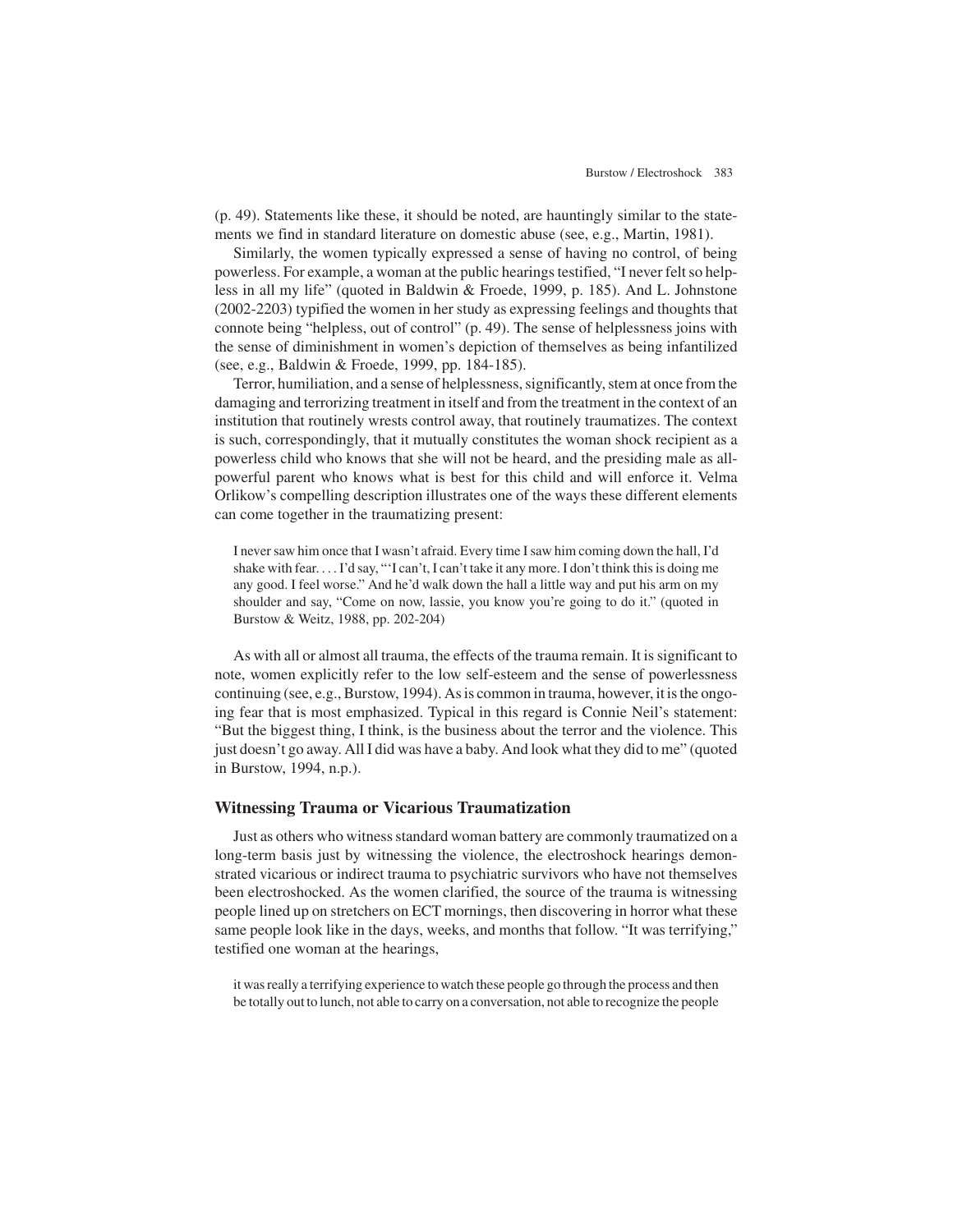(p. 49). Statements like these, it should be noted, are hauntingly similar to the statements we find in standard literature on domestic abuse (see, e.g., Martin, 1981).

Similarly, the women typically expressed a sense of having no control, of being powerless. For example, a woman at the public hearings testified, "I never felt so helpless in all my life" (quoted in Baldwin & Froede, 1999, p. 185). And L. Johnstone (2002-2203) typified the women in her study as expressing feelings and thoughts that connote being "helpless, out of control" (p. 49). The sense of helplessness joins with the sense of diminishment in women's depiction of themselves as being infantilized (see, e.g., Baldwin & Froede, 1999, pp. 184-185).

Terror, humiliation, and a sense of helplessness, significantly, stem at once from the damaging and terrorizing treatment in itself and from the treatment in the context of an institution that routinely wrests control away, that routinely traumatizes. The context is such, correspondingly, that it mutually constitutes the woman shock recipient as a powerless child who knows that she will not be heard, and the presiding male as all-powerful parent who knows what is best for this child and will enforce it. Velma Orlikow's compelling description illustrates one of the ways these different elements can come together in the traumatizing present:

> I never saw him once that I wasn't afraid. Every time I saw him coming down the hall, I'd shake with fear. . . . I'd say, "'I can't, I can't take it any more. I don't think this is doing me any good. I feel worse." And he'd walk down the hall a little way and put his arm on my shoulder and say, "Come on now, lassie, you know you're going to do it." (quoted in Burstow & Weitz, 1988, pp. 202-204)

As with all or almost all trauma, the effects of the trauma remain. It is significant to note, women explicitly refer to the low self-esteem and the sense of powerlessness continuing (see, e.g., Burstow, 1994). As is common in trauma, however, it is the ongoing fear that is most emphasized. Typical in this regard is Connie Neil's statement: "But the biggest thing, I think, is the business about the terror and the violence. This just doesn't go away. All I did was have a baby. And look what they did to me" (quoted in Burstow, 1994, n.p.).

## Witnessing Trauma or Vicarious Traumatization

Just as others who witness standard woman battery are commonly traumatized on a long-term basis just by witnessing the violence, the electroshock hearings demonstrated vicarious or indirect trauma to psychiatric survivors who have not themselves been electroshocked. As the women clarified, the source of the trauma is witnessing people lined up on stretchers on ECT mornings, then discovering in horror what these same people look like in the days, weeks, and months that follow. "It was terrifying," testified one woman at the hearings,

> it was really a terrifying experience to watch these people go through the process and then be totally out to lunch, not able to carry on a conversation, not able to recognize the people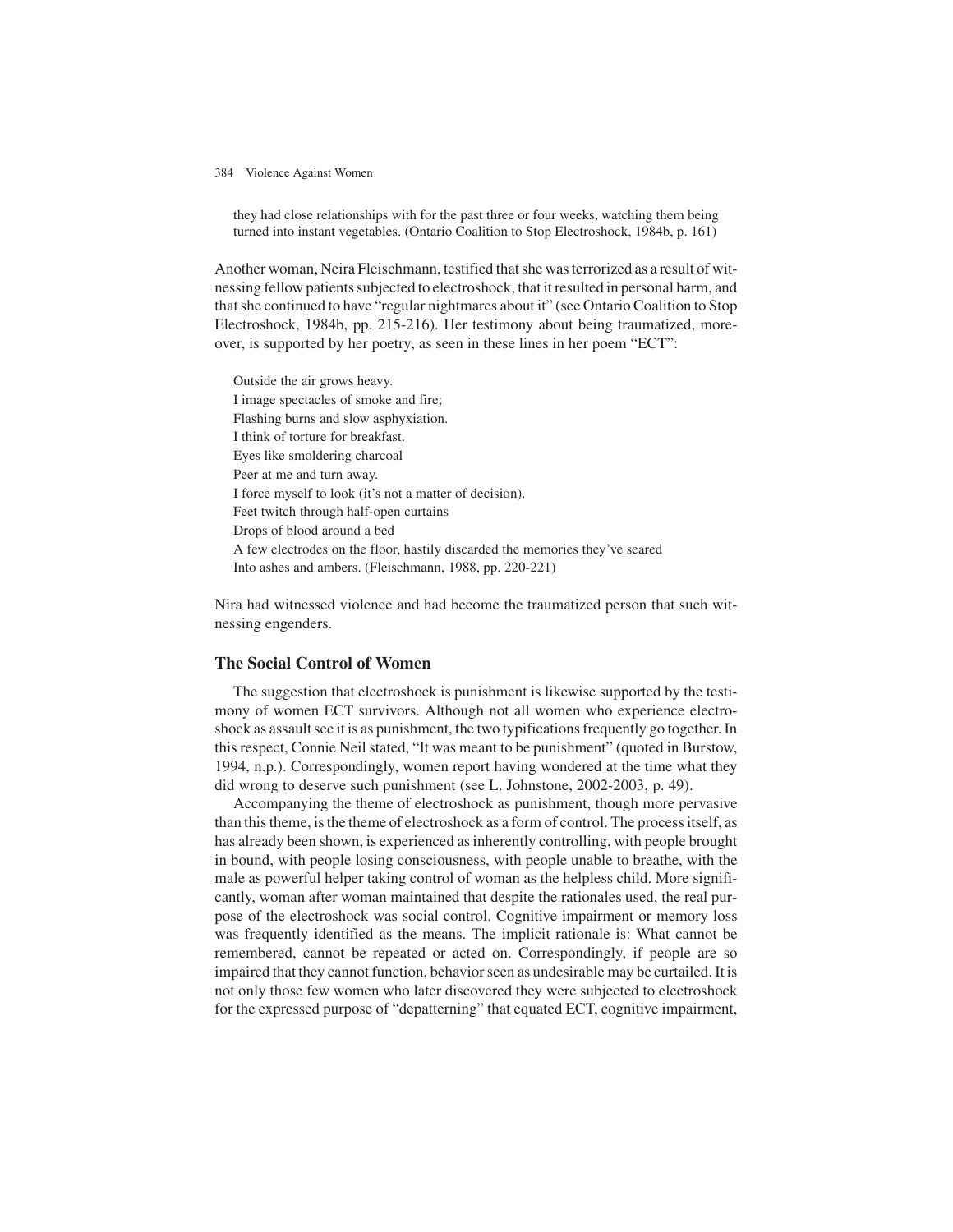> they had close relationships with for the past three or four weeks, watching them being turned into instant vegetables. (Ontario Coalition to Stop Electroshock, 1984b, p. 161)

Another woman, Neira Fleischmann, testified that she was terrorized as a result of witnessing fellow patients subjected to electroshock, that it resulted in personal harm, and that she continued to have "regular nightmares about it" (see Ontario Coalition to Stop Electroshock, 1984b, pp. 215-216). Her testimony about being traumatized, moreover, is supported by her poetry, as seen in these lines in her poem "ECT":

> Outside the air grows heavy.
> I image spectacles of smoke and fire;
> Flashing burns and slow asphyxiation.
> I think of torture for breakfast.
> Eyes like smoldering charcoal
> Peer at me and turn away.
> I force myself to look (it's not a matter of decision).
> Feet twitch through half-open curtains
> Drops of blood around a bed
> A few electrodes on the floor, hastily discarded the memories they've seared
> Into ashes and ambers. (Fleischmann, 1988, pp. 220-221)

Nira had witnessed violence and had become the traumatized person that such witnessing engenders.

## The Social Control of Women

The suggestion that electroshock is punishment is likewise supported by the testimony of women ECT survivors. Although not all women who experience electroshock as assault see it is as punishment, the two typifications frequently go together. In this respect, Connie Neil stated, "It was meant to be punishment" (quoted in Burstow, 1994, n.p.). Correspondingly, women report having wondered at the time what they did wrong to deserve such punishment (see L. Johnstone, 2002-2003, p. 49).

Accompanying the theme of electroshock as punishment, though more pervasive than this theme, is the theme of electroshock as a form of control. The process itself, as has already been shown, is experienced as inherently controlling, with people brought in bound, with people losing consciousness, with people unable to breathe, with the male as powerful helper taking control of woman as the helpless child. More significantly, woman after woman maintained that despite the rationales used, the real purpose of the electroshock was social control. Cognitive impairment or memory loss was frequently identified as the means. The implicit rationale is: What cannot be remembered, cannot be repeated or acted on. Correspondingly, if people are so impaired that they cannot function, behavior seen as undesirable may be curtailed. It is not only those few women who later discovered they were subjected to electroshock for the expressed purpose of "depatterning" that equated ECT, cognitive impairment,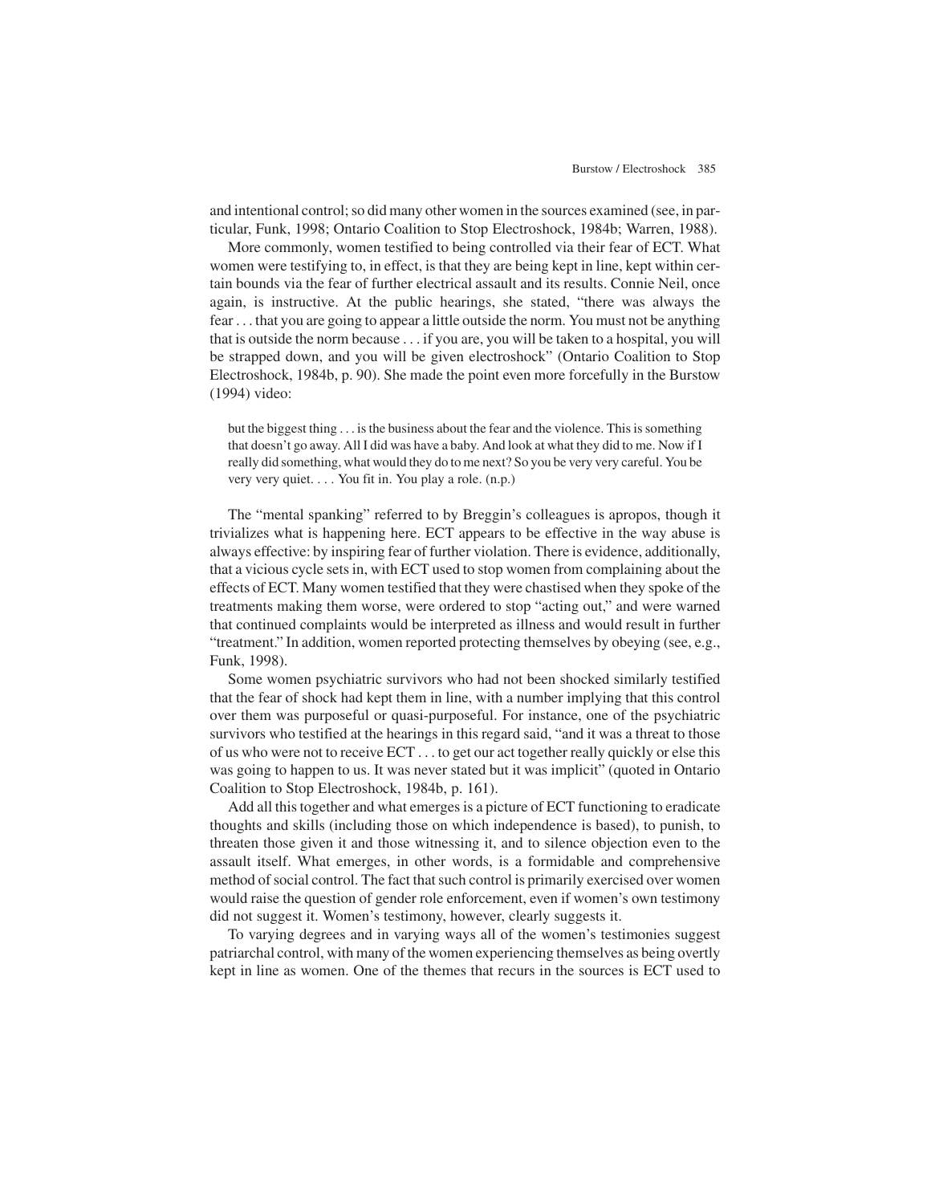and intentional control; so did many other women in the sources examined (see, in particular, Funk, 1998; Ontario Coalition to Stop Electroshock, 1984b; Warren, 1988).

More commonly, women testified to being controlled via their fear of ECT. What women were testifying to, in effect, is that they are being kept in line, kept within certain bounds via the fear of further electrical assault and its results. Connie Neil, once again, is instructive. At the public hearings, she stated, "there was always the fear . . . that you are going to appear a little outside the norm. You must not be anything that is outside the norm because . . . if you are, you will be taken to a hospital, you will be strapped down, and you will be given electroshock" (Ontario Coalition to Stop Electroshock, 1984b, p. 90). She made the point even more forcefully in the Burstow (1994) video:

> but the biggest thing . . . is the business about the fear and the violence. This is something that doesn't go away. All I did was have a baby. And look at what they did to me. Now if I really did something, what would they do to me next? So you be very very careful. You be very very quiet. . . . You fit in. You play a role. (n.p.)

The "mental spanking" referred to by Breggin's colleagues is apropos, though it trivializes what is happening here. ECT appears to be effective in the way abuse is always effective: by inspiring fear of further violation. There is evidence, additionally, that a vicious cycle sets in, with ECT used to stop women from complaining about the effects of ECT. Many women testified that they were chastised when they spoke of the treatments making them worse, were ordered to stop "acting out," and were warned that continued complaints would be interpreted as illness and would result in further "treatment." In addition, women reported protecting themselves by obeying (see, e.g., Funk, 1998).

Some women psychiatric survivors who had not been shocked similarly testified that the fear of shock had kept them in line, with a number implying that this control over them was purposeful or quasi-purposeful. For instance, one of the psychiatric survivors who testified at the hearings in this regard said, "and it was a threat to those of us who were not to receive ECT . . . to get our act together really quickly or else this was going to happen to us. It was never stated but it was implicit" (quoted in Ontario Coalition to Stop Electroshock, 1984b, p. 161).

Add all this together and what emerges is a picture of ECT functioning to eradicate thoughts and skills (including those on which independence is based), to punish, to threaten those given it and those witnessing it, and to silence objection even to the assault itself. What emerges, in other words, is a formidable and comprehensive method of social control. The fact that such control is primarily exercised over women would raise the question of gender role enforcement, even if women's own testimony did not suggest it. Women's testimony, however, clearly suggests it.

To varying degrees and in varying ways all of the women's testimonies suggest patriarchal control, with many of the women experiencing themselves as being overtly kept in line as women. One of the themes that recurs in the sources is ECT used to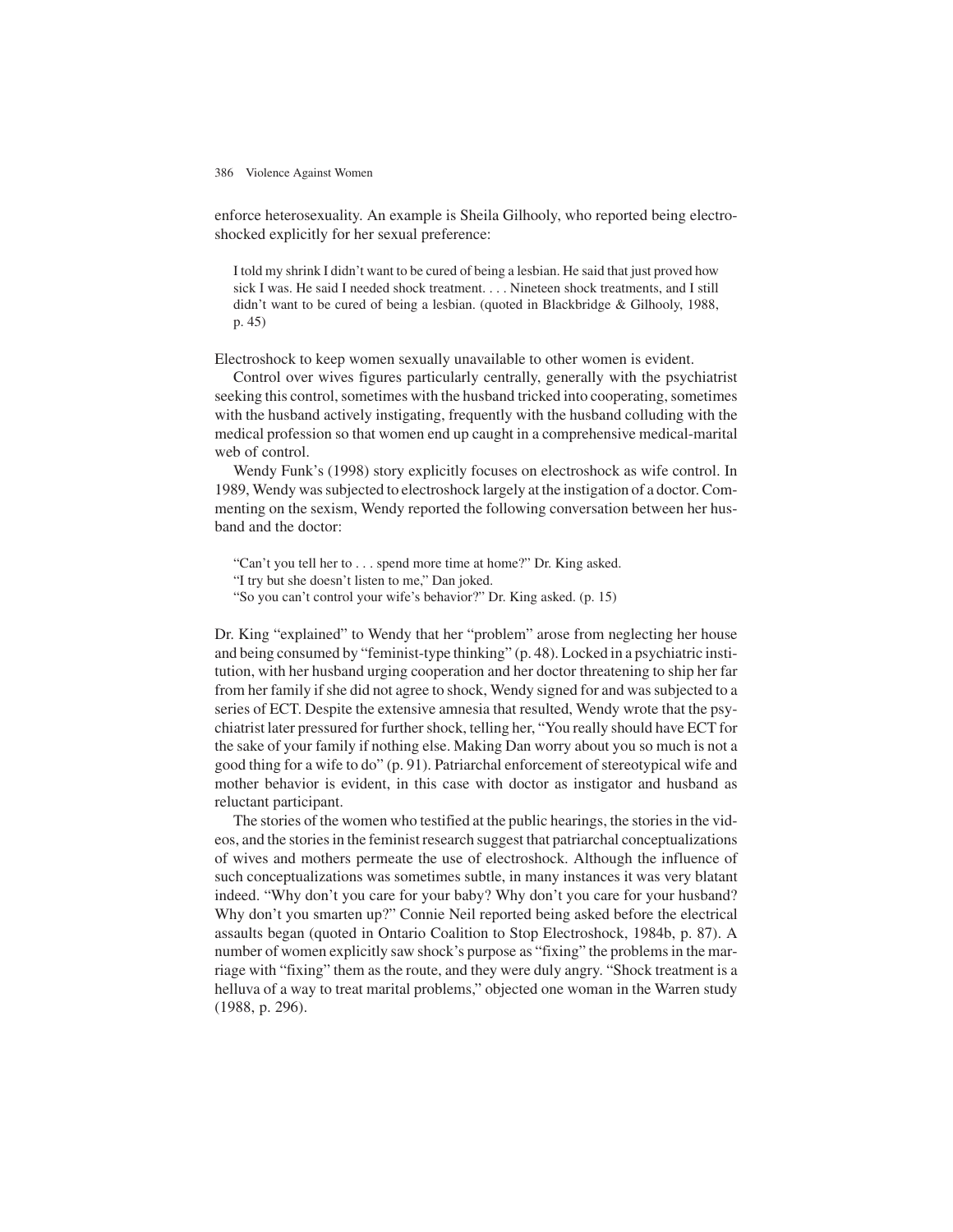enforce heterosexuality. An example is Sheila Gilhooly, who reported being electroshocked explicitly for her sexual preference:

> I told my shrink I didn't want to be cured of being a lesbian. He said that just proved how sick I was. He said I needed shock treatment. . . . Nineteen shock treatments, and I still didn't want to be cured of being a lesbian. (quoted in Blackbridge & Gilhooly, 1988, p. 45)

Electroshock to keep women sexually unavailable to other women is evident.

Control over wives figures particularly centrally, generally with the psychiatrist seeking this control, sometimes with the husband tricked into cooperating, sometimes with the husband actively instigating, frequently with the husband colluding with the medical profession so that women end up caught in a comprehensive medical-marital web of control.

Wendy Funk's (1998) story explicitly focuses on electroshock as wife control. In 1989, Wendy was subjected to electroshock largely at the instigation of a doctor. Commenting on the sexism, Wendy reported the following conversation between her husband and the doctor:

> "Can't you tell her to . . . spend more time at home?" Dr. King asked.
> "I try but she doesn't listen to me," Dan joked.
> "So you can't control your wife's behavior?" Dr. King asked. (p. 15)

Dr. King "explained" to Wendy that her "problem" arose from neglecting her house and being consumed by "feminist-type thinking" (p. 48). Locked in a psychiatric institution, with her husband urging cooperation and her doctor threatening to ship her far from her family if she did not agree to shock, Wendy signed for and was subjected to a series of ECT. Despite the extensive amnesia that resulted, Wendy wrote that the psychiatrist later pressured for further shock, telling her, "You really should have ECT for the sake of your family if nothing else. Making Dan worry about you so much is not a good thing for a wife to do" (p. 91). Patriarchal enforcement of stereotypical wife and mother behavior is evident, in this case with doctor as instigator and husband as reluctant participant.

The stories of the women who testified at the public hearings, the stories in the videos, and the stories in the feminist research suggest that patriarchal conceptualizations of wives and mothers permeate the use of electroshock. Although the influence of such conceptualizations was sometimes subtle, in many instances it was very blatant indeed. "Why don't you care for your baby? Why don't you care for your husband? Why don't you smarten up?" Connie Neil reported being asked before the electrical assaults began (quoted in Ontario Coalition to Stop Electroshock, 1984b, p. 87). A number of women explicitly saw shock's purpose as "fixing" the problems in the marriage with "fixing" them as the route, and they were duly angry. "Shock treatment is a helluva of a way to treat marital problems," objected one woman in the Warren study (1988, p. 296).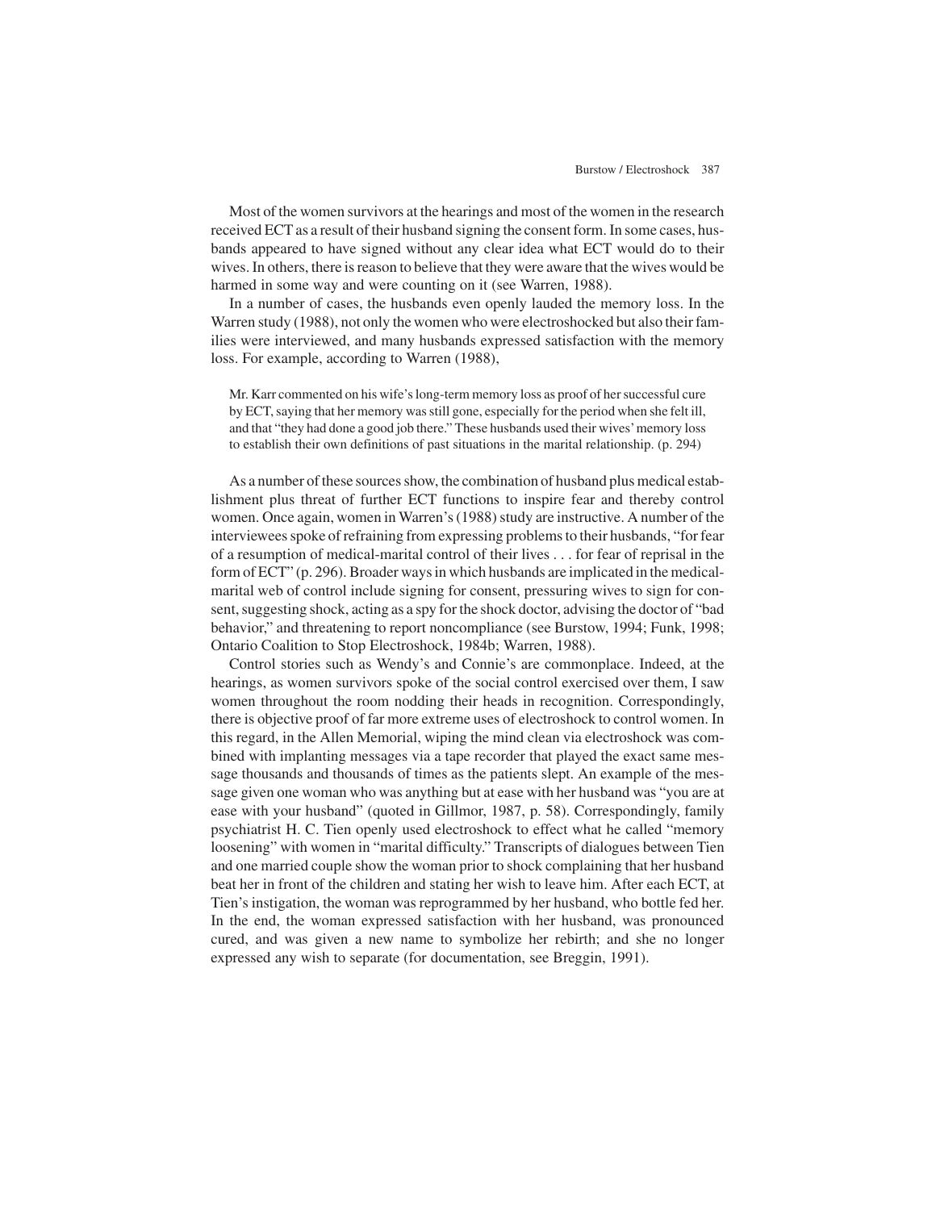Most of the women survivors at the hearings and most of the women in the research received ECT as a result of their husband signing the consent form. In some cases, husbands appeared to have signed without any clear idea what ECT would do to their wives. In others, there is reason to believe that they were aware that the wives would be harmed in some way and were counting on it (see Warren, 1988).

In a number of cases, the husbands even openly lauded the memory loss. In the Warren study (1988), not only the women who were electroshocked but also their families were interviewed, and many husbands expressed satisfaction with the memory loss. For example, according to Warren (1988),

> Mr. Karr commented on his wife's long-term memory loss as proof of her successful cure by ECT, saying that her memory was still gone, especially for the period when she felt ill, and that "they had done a good job there." These husbands used their wives' memory loss to establish their own definitions of past situations in the marital relationship. (p. 294)

As a number of these sources show, the combination of husband plus medical establishment plus threat of further ECT functions to inspire fear and thereby control women. Once again, women in Warren's (1988) study are instructive. A number of the interviewees spoke of refraining from expressing problems to their husbands, "for fear of a resumption of medical-marital control of their lives . . . for fear of reprisal in the form of ECT" (p. 296). Broader ways in which husbands are implicated in the medical-marital web of control include signing for consent, pressuring wives to sign for consent, suggesting shock, acting as a spy for the shock doctor, advising the doctor of "bad behavior," and threatening to report noncompliance (see Burstow, 1994; Funk, 1998; Ontario Coalition to Stop Electroshock, 1984b; Warren, 1988).

Control stories such as Wendy's and Connie's are commonplace. Indeed, at the hearings, as women survivors spoke of the social control exercised over them, I saw women throughout the room nodding their heads in recognition. Correspondingly, there is objective proof of far more extreme uses of electroshock to control women. In this regard, in the Allen Memorial, wiping the mind clean via electroshock was combined with implanting messages via a tape recorder that played the exact same message thousands and thousands of times as the patients slept. An example of the message given one woman who was anything but at ease with her husband was "you are at ease with your husband" (quoted in Gillmor, 1987, p. 58). Correspondingly, family psychiatrist H. C. Tien openly used electroshock to effect what he called "memory loosening" with women in "marital difficulty." Transcripts of dialogues between Tien and one married couple show the woman prior to shock complaining that her husband beat her in front of the children and stating her wish to leave him. After each ECT, at Tien's instigation, the woman was reprogrammed by her husband, who bottle fed her. In the end, the woman expressed satisfaction with her husband, was pronounced cured, and was given a new name to symbolize her rebirth; and she no longer expressed any wish to separate (for documentation, see Breggin, 1991).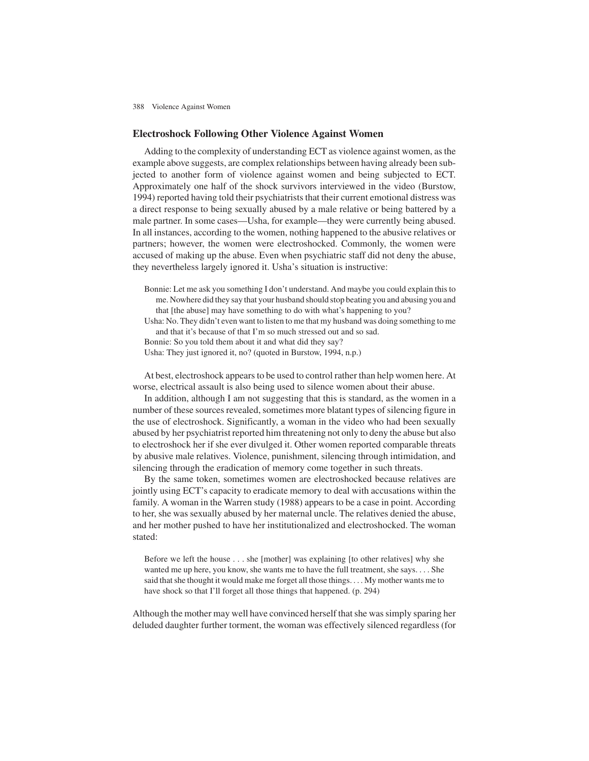## Electroshock Following Other Violence Against Women

Adding to the complexity of understanding ECT as violence against women, as the example above suggests, are complex relationships between having already been subjected to another form of violence against women and being subjected to ECT. Approximately one half of the shock survivors interviewed in the video (Burstow, 1994) reported having told their psychiatrists that their current emotional distress was a direct response to being sexually abused by a male relative or being battered by a male partner. In some cases—Usha, for example—they were currently being abused. In all instances, according to the women, nothing happened to the abusive relatives or partners; however, the women were electroshocked. Commonly, the women were accused of making up the abuse. Even when psychiatric staff did not deny the abuse, they nevertheless largely ignored it. Usha's situation is instructive:

> Bonnie: Let me ask you something I don't understand. And maybe you could explain this to me. Nowhere did they say that your husband should stop beating you and abusing you and that [the abuse] may have something to do with what's happening to you?
>
> Usha: No. They didn't even want to listen to me that my husband was doing something to me and that it's because of that I'm so much stressed out and so sad.
>
> Bonnie: So you told them about it and what did they say?
>
> Usha: They just ignored it, no? (quoted in Burstow, 1994, n.p.)

At best, electroshock appears to be used to control rather than help women here. At worse, electrical assault is also being used to silence women about their abuse.

In addition, although I am not suggesting that this is standard, as the women in a number of these sources revealed, sometimes more blatant types of silencing figure in the use of electroshock. Significantly, a woman in the video who had been sexually abused by her psychiatrist reported him threatening not only to deny the abuse but also to electroshock her if she ever divulged it. Other women reported comparable threats by abusive male relatives. Violence, punishment, silencing through intimidation, and silencing through the eradication of memory come together in such threats.

By the same token, sometimes women are electroshocked because relatives are jointly using ECT's capacity to eradicate memory to deal with accusations within the family. A woman in the Warren study (1988) appears to be a case in point. According to her, she was sexually abused by her maternal uncle. The relatives denied the abuse, and her mother pushed to have her institutionalized and electroshocked. The woman stated:

> Before we left the house . . . she [mother] was explaining [to other relatives] why she wanted me up here, you know, she wants me to have the full treatment, she says. . . . She said that she thought it would make me forget all those things. . . . My mother wants me to have shock so that I'll forget all those things that happened. (p. 294)

Although the mother may well have convinced herself that she was simply sparing her deluded daughter further torment, the woman was effectively silenced regardless (for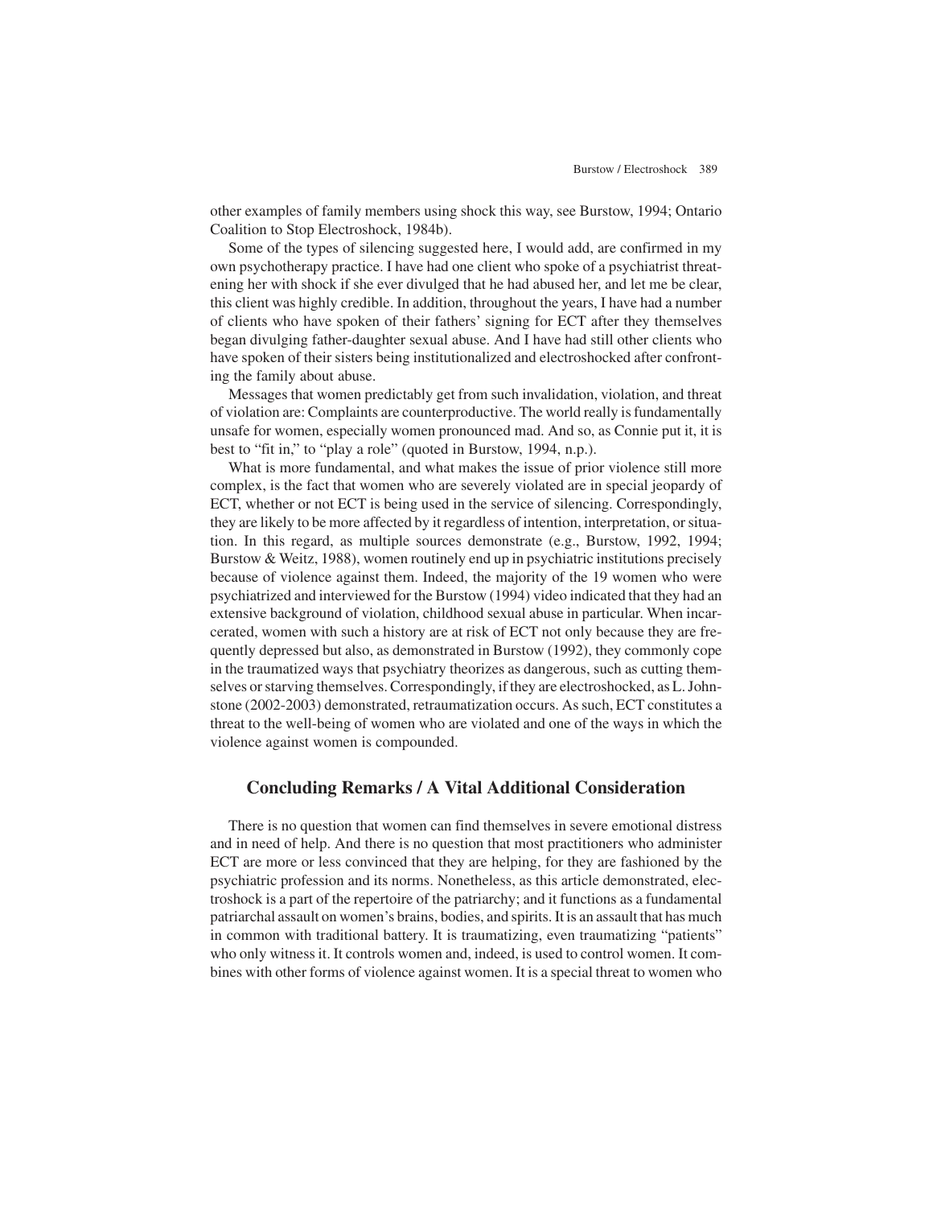other examples of family members using shock this way, see Burstow, 1994; Ontario Coalition to Stop Electroshock, 1984b).

Some of the types of silencing suggested here, I would add, are confirmed in my own psychotherapy practice. I have had one client who spoke of a psychiatrist threatening her with shock if she ever divulged that he had abused her, and let me be clear, this client was highly credible. In addition, throughout the years, I have had a number of clients who have spoken of their fathers' signing for ECT after they themselves began divulging father-daughter sexual abuse. And I have had still other clients who have spoken of their sisters being institutionalized and electroshocked after confronting the family about abuse.

Messages that women predictably get from such invalidation, violation, and threat of violation are: Complaints are counterproductive. The world really is fundamentally unsafe for women, especially women pronounced mad. And so, as Connie put it, it is best to "fit in," to "play a role" (quoted in Burstow, 1994, n.p.).

What is more fundamental, and what makes the issue of prior violence still more complex, is the fact that women who are severely violated are in special jeopardy of ECT, whether or not ECT is being used in the service of silencing. Correspondingly, they are likely to be more affected by it regardless of intention, interpretation, or situation. In this regard, as multiple sources demonstrate (e.g., Burstow, 1992, 1994; Burstow & Weitz, 1988), women routinely end up in psychiatric institutions precisely because of violence against them. Indeed, the majority of the 19 women who were psychiatrized and interviewed for the Burstow (1994) video indicated that they had an extensive background of violation, childhood sexual abuse in particular. When incarcerated, women with such a history are at risk of ECT not only because they are frequently depressed but also, as demonstrated in Burstow (1992), they commonly cope in the traumatized ways that psychiatry theorizes as dangerous, such as cutting themselves or starving themselves. Correspondingly, if they are electroshocked, as L. Johnstone (2002-2003) demonstrated, retraumatization occurs. As such, ECT constitutes a threat to the well-being of women who are violated and one of the ways in which the violence against women is compounded.

## Concluding Remarks / A Vital Additional Consideration

There is no question that women can find themselves in severe emotional distress and in need of help. And there is no question that most practitioners who administer ECT are more or less convinced that they are helping, for they are fashioned by the psychiatric profession and its norms. Nonetheless, as this article demonstrated, electroshock is a part of the repertoire of the patriarchy; and it functions as a fundamental patriarchal assault on women's brains, bodies, and spirits. It is an assault that has much in common with traditional battery. It is traumatizing, even traumatizing "patients" who only witness it. It controls women and, indeed, is used to control women. It combines with other forms of violence against women. It is a special threat to women who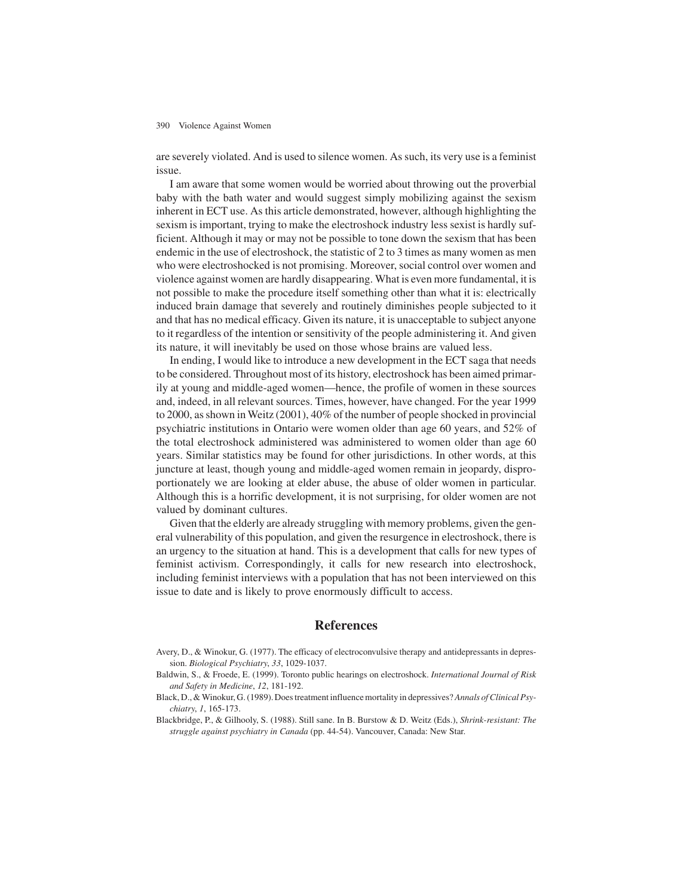are severely violated. And is used to silence women. As such, its very use is a feminist issue.

I am aware that some women would be worried about throwing out the proverbial baby with the bath water and would suggest simply mobilizing against the sexism inherent in ECT use. As this article demonstrated, however, although highlighting the sexism is important, trying to make the electroshock industry less sexist is hardly sufficient. Although it may or may not be possible to tone down the sexism that has been endemic in the use of electroshock, the statistic of 2 to 3 times as many women as men who were electroshocked is not promising. Moreover, social control over women and violence against women are hardly disappearing. What is even more fundamental, it is not possible to make the procedure itself something other than what it is: electrically induced brain damage that severely and routinely diminishes people subjected to it and that has no medical efficacy. Given its nature, it is unacceptable to subject anyone to it regardless of the intention or sensitivity of the people administering it. And given its nature, it will inevitably be used on those whose brains are valued less.

In ending, I would like to introduce a new development in the ECT saga that needs to be considered. Throughout most of its history, electroshock has been aimed primarily at young and middle-aged women—hence, the profile of women in these sources and, indeed, in all relevant sources. Times, however, have changed. For the year 1999 to 2000, as shown in Weitz (2001), 40% of the number of people shocked in provincial psychiatric institutions in Ontario were women older than age 60 years, and 52% of the total electroshock administered was administered to women older than age 60 years. Similar statistics may be found for other jurisdictions. In other words, at this juncture at least, though young and middle-aged women remain in jeopardy, disproportionately we are looking at elder abuse, the abuse of older women in particular. Although this is a horrific development, it is not surprising, for older women are not valued by dominant cultures.

Given that the elderly are already struggling with memory problems, given the general vulnerability of this population, and given the resurgence in electroshock, there is an urgency to the situation at hand. This is a development that calls for new types of feminist activism. Correspondingly, it calls for new research into electroshock, including feminist interviews with a population that has not been interviewed on this issue to date and is likely to prove enormously difficult to access.

## References

Avery, D., & Winokur, G. (1977). The efficacy of electroconvulsive therapy and antidepressants in depression. *Biological Psychiatry*, *33*, 1029-1037.

Baldwin, S., & Froede, E. (1999). Toronto public hearings on electroshock. *International Journal of Risk and Safety in Medicine*, *12*, 181-192.

Black, D., & Winokur, G. (1989). Does treatment influence mortality in depressives? *Annals of Clinical Psychiatry*, *1*, 165-173.

Blackbridge, P., & Gilhooly, S. (1988). Still sane. In B. Burstow & D. Weitz (Eds.), *Shrink-resistant: The struggle against psychiatry in Canada* (pp. 44-54). Vancouver, Canada: New Star.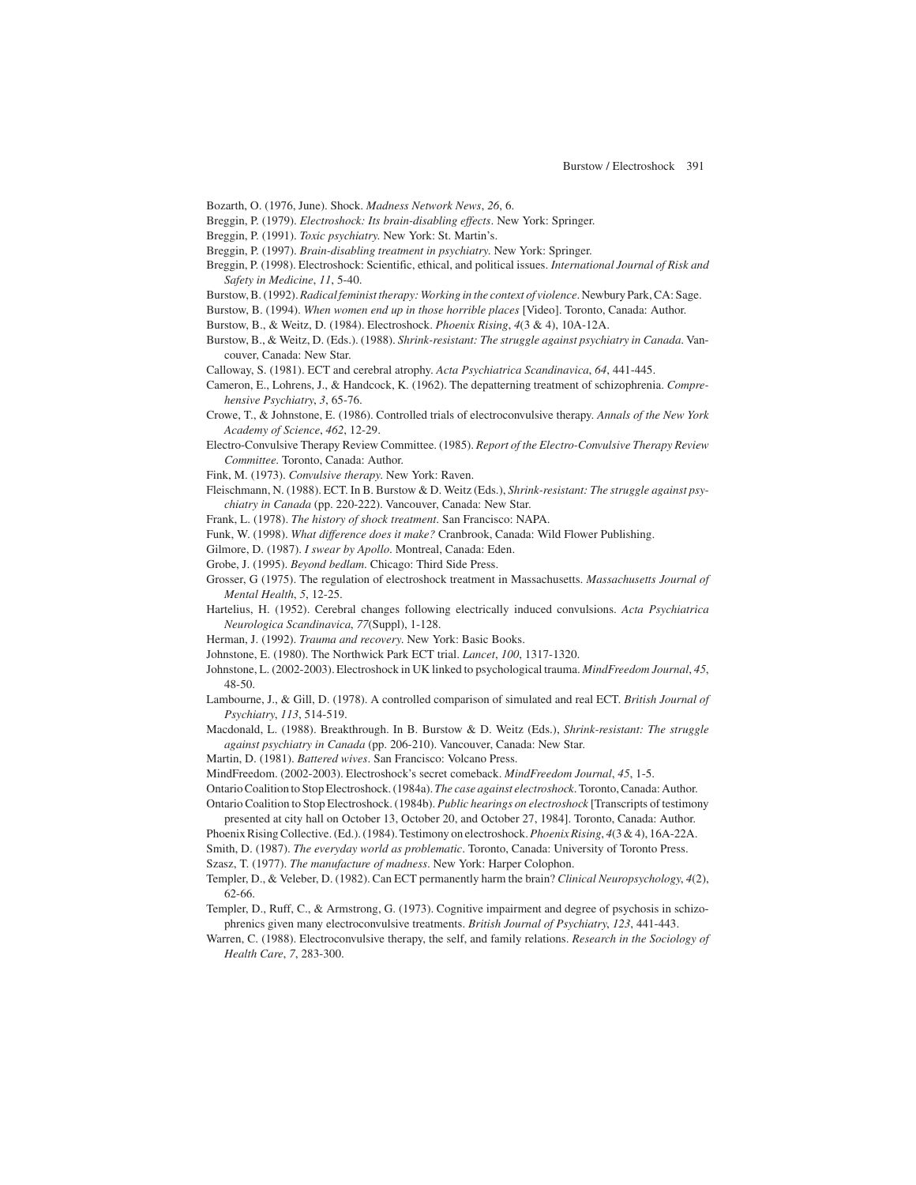Bozarth, O. (1976, June). Shock. *Madness Network News*, *26*, 6.

Breggin, P. (1979). *Electroshock: Its brain-disabling effects*. New York: Springer.

Breggin, P. (1991). *Toxic psychiatry*. New York: St. Martin's.

Breggin, P. (1997). *Brain-disabling treatment in psychiatry*. New York: Springer.

Breggin, P. (1998). Electroshock: Scientific, ethical, and political issues. *International Journal of Risk and Safety in Medicine*, *11*, 5-40.

Burstow, B. (1992). *Radical feminist therapy: Working in the context of violence*. Newbury Park, CA: Sage.

Burstow, B. (1994). *When women end up in those horrible places* [Video]. Toronto, Canada: Author.

Burstow, B., & Weitz, D. (1984). Electroshock. *Phoenix Rising*, *4*(3 & 4), 10A-12A.

Burstow, B., & Weitz, D. (Eds.). (1988). *Shrink-resistant: The struggle against psychiatry in Canada*. Vancouver, Canada: New Star.

Calloway, S. (1981). ECT and cerebral atrophy. *Acta Psychiatrica Scandinavica*, *64*, 441-445.

Cameron, E., Lohrens, J., & Handcock, K. (1962). The depatterning treatment of schizophrenia. *Comprehensive Psychiatry*, *3*, 65-76.

Crowe, T., & Johnstone, E. (1986). Controlled trials of electroconvulsive therapy. *Annals of the New York Academy of Science*, *462*, 12-29.

Electro-Convulsive Therapy Review Committee. (1985). *Report of the Electro-Convulsive Therapy Review Committee*. Toronto, Canada: Author.

Fink, M. (1973). *Convulsive therapy*. New York: Raven.

Fleischmann, N. (1988). ECT. In B. Burstow & D. Weitz (Eds.), *Shrink-resistant: The struggle against psychiatry in Canada* (pp. 220-222). Vancouver, Canada: New Star.

Frank, L. (1978). *The history of shock treatment*. San Francisco: NAPA.

Funk, W. (1998). *What difference does it make?* Cranbrook, Canada: Wild Flower Publishing.

Gilmore, D. (1987). *I swear by Apollo*. Montreal, Canada: Eden.

Grobe, J. (1995). *Beyond bedlam*. Chicago: Third Side Press.

Grosser, G (1975). The regulation of electroshock treatment in Massachusetts. *Massachusetts Journal of Mental Health*, *5*, 12-25.

Hartelius, H. (1952). Cerebral changes following electrically induced convulsions. *Acta Psychiatrica Neurologica Scandinavica*, *77*(Suppl), 1-128.

Herman, J. (1992). *Trauma and recovery*. New York: Basic Books.

Johnstone, E. (1980). The Northwick Park ECT trial. *Lancet*, *100*, 1317-1320.

Johnstone, L. (2002-2003). Electroshock in UK linked to psychological trauma. *MindFreedom Journal*, *45*, 48-50.

Lambourne, J., & Gill, D. (1978). A controlled comparison of simulated and real ECT. *British Journal of Psychiatry*, *113*, 514-519.

Macdonald, L. (1988). Breakthrough. In B. Burstow & D. Weitz (Eds.), *Shrink-resistant: The struggle against psychiatry in Canada* (pp. 206-210). Vancouver, Canada: New Star.

Martin, D. (1981). *Battered wives*. San Francisco: Volcano Press.

MindFreedom. (2002-2003). Electroshock's secret comeback. *MindFreedom Journal*, *45*, 1-5.

Ontario Coalition to Stop Electroshock. (1984a). *The case against electroshock*. Toronto, Canada: Author.

Ontario Coalition to Stop Electroshock. (1984b). *Public hearings on electroshock* [Transcripts of testimony presented at city hall on October 13, October 20, and October 27, 1984]. Toronto, Canada: Author.

Phoenix Rising Collective. (Ed.). (1984). Testimony on electroshock. *Phoenix Rising*, *4*(3 & 4), 16A-22A.

Smith, D. (1987). *The everyday world as problematic*. Toronto, Canada: University of Toronto Press.

Szasz, T. (1977). *The manufacture of madness*. New York: Harper Colophon.

Templer, D., & Veleber, D. (1982). Can ECT permanently harm the brain? *Clinical Neuropsychology*, *4*(2), 62-66.

Templer, D., Ruff, C., & Armstrong, G. (1973). Cognitive impairment and degree of psychosis in schizophrenics given many electroconvulsive treatments. *British Journal of Psychiatry*, *123*, 441-443.

Warren, C. (1988). Electroconvulsive therapy, the self, and family relations. *Research in the Sociology of Health Care*, *7*, 283-300.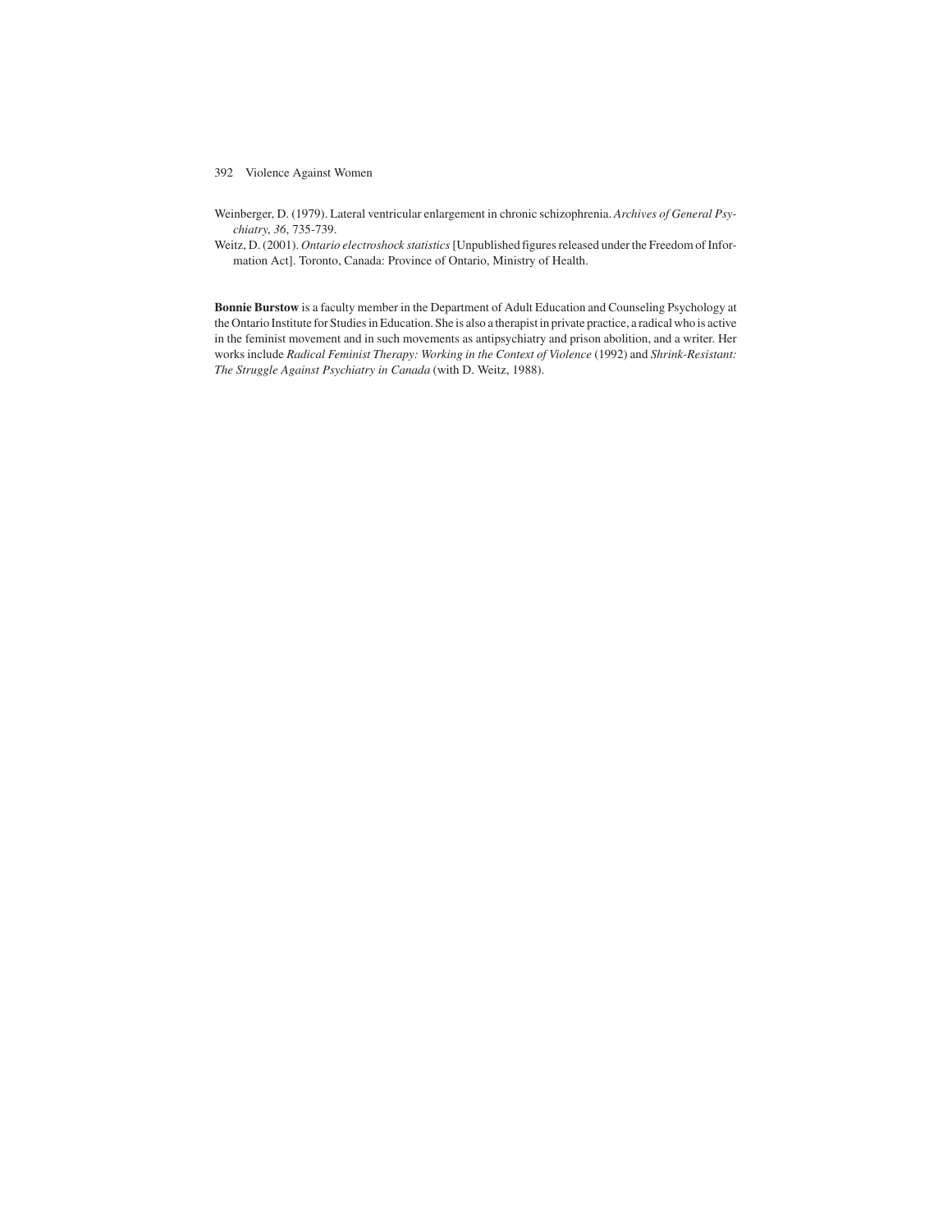Weinberger, D. (1979). Lateral ventricular enlargement in chronic schizophrenia. *Archives of General Psychiatry*, *36*, 735-739.

Weitz, D. (2001). *Ontario electroshock statistics* [Unpublished figures released under the Freedom of Information Act]. Toronto, Canada: Province of Ontario, Ministry of Health.

**Bonnie Burstow** is a faculty member in the Department of Adult Education and Counseling Psychology at the Ontario Institute for Studies in Education. She is also a therapist in private practice, a radical who is active in the feminist movement and in such movements as antipsychiatry and prison abolition, and a writer. Her works include *Radical Feminist Therapy: Working in the Context of Violence* (1992) and *Shrink-Resistant: The Struggle Against Psychiatry in Canada* (with D. Weitz, 1988).